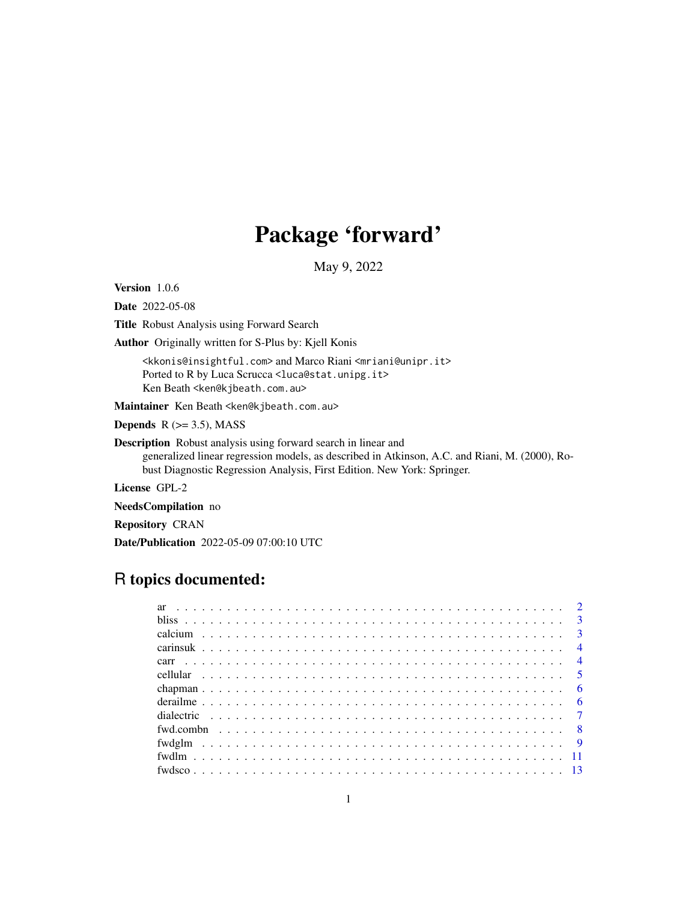# Package 'forward'

May 9, 2022

**Version** 1.0.6

**Date** 2022-05-08

**Title** Robust Analysis using Forward Search

**Author** Originally written for S-Plus by: Kjell Konis

<kkonis@insightful.com> and Marco Riani <mriani@unipr.it>
Ported to R by Luca Scrucca <luca@stat.unipg.it>
Ken Beath <ken@kjbeath.com.au>

**Maintainer** Ken Beath <ken@kjbeath.com.au>

**Depends** R (>= 3.5), MASS

**Description** Robust analysis using forward search in linear and generalized linear regression models, as described in Atkinson, A.C. and Riani, M. (2000), Robust Diagnostic Regression Analysis, First Edition. New York: Springer.

**License** GPL-2

**NeedsCompilation** no

**Repository** CRAN

**Date/Publication** 2022-05-09 07:00:10 UTC

## R topics documented:

- ar . . . . . . . . . . . . . . . . . . . . . . . . . . . . . . . . . . . . . . . . . . . . 2
- bliss . . . . . . . . . . . . . . . . . . . . . . . . . . . . . . . . . . . . . . . . . . . 3
- calcium . . . . . . . . . . . . . . . . . . . . . . . . . . . . . . . . . . . . . . . . . 3
- carinsuk . . . . . . . . . . . . . . . . . . . . . . . . . . . . . . . . . . . . . . . . . 4
- carr . . . . . . . . . . . . . . . . . . . . . . . . . . . . . . . . . . . . . . . . . . . 4
- cellular . . . . . . . . . . . . . . . . . . . . . . . . . . . . . . . . . . . . . . . . . 5
- chapman . . . . . . . . . . . . . . . . . . . . . . . . . . . . . . . . . . . . . . . . . 6
- derailme . . . . . . . . . . . . . . . . . . . . . . . . . . . . . . . . . . . . . . . . . 6
- dialectric . . . . . . . . . . . . . . . . . . . . . . . . . . . . . . . . . . . . . . . . 7
- fwd.combn . . . . . . . . . . . . . . . . . . . . . . . . . . . . . . . . . . . . . . . . 8
- fwdglm . . . . . . . . . . . . . . . . . . . . . . . . . . . . . . . . . . . . . . . . . . 9
- fwdlm . . . . . . . . . . . . . . . . . . . . . . . . . . . . . . . . . . . . . . . . . . 11
- fwdsco . . . . . . . . . . . . . . . . . . . . . . . . . . . . . . . . . . . . . . . . . . 13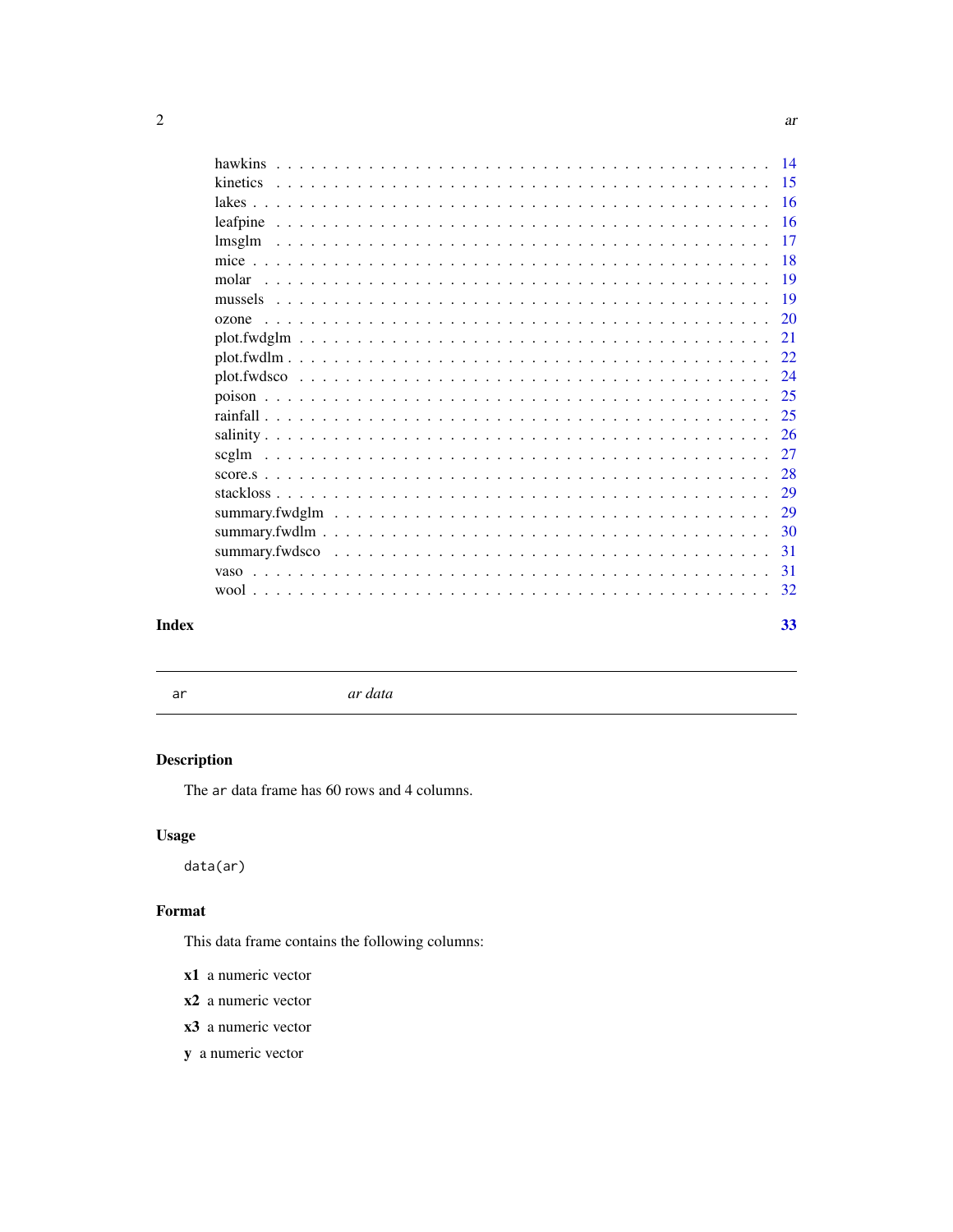hawkins . . . . . . . . . . . . . . . . . . . . . . . . . . . . . . . . . . . . . . . . 14
kinetics . . . . . . . . . . . . . . . . . . . . . . . . . . . . . . . . . . . . . . . . 15
lakes . . . . . . . . . . . . . . . . . . . . . . . . . . . . . . . . . . . . . . . . . 16
leafpine . . . . . . . . . . . . . . . . . . . . . . . . . . . . . . . . . . . . . . . . 16
lmsglm . . . . . . . . . . . . . . . . . . . . . . . . . . . . . . . . . . . . . . . . 17
mice . . . . . . . . . . . . . . . . . . . . . . . . . . . . . . . . . . . . . . . . . 18
molar . . . . . . . . . . . . . . . . . . . . . . . . . . . . . . . . . . . . . . . . . 19
mussels . . . . . . . . . . . . . . . . . . . . . . . . . . . . . . . . . . . . . . . . 19
ozone . . . . . . . . . . . . . . . . . . . . . . . . . . . . . . . . . . . . . . . . . 20
plot.fwdglm . . . . . . . . . . . . . . . . . . . . . . . . . . . . . . . . . . . . . . 21
plot.fwdlm . . . . . . . . . . . . . . . . . . . . . . . . . . . . . . . . . . . . . . 22
plot.fwdsco . . . . . . . . . . . . . . . . . . . . . . . . . . . . . . . . . . . . . . 24
poison . . . . . . . . . . . . . . . . . . . . . . . . . . . . . . . . . . . . . . . . 25
rainfall . . . . . . . . . . . . . . . . . . . . . . . . . . . . . . . . . . . . . . . . 25
salinity . . . . . . . . . . . . . . . . . . . . . . . . . . . . . . . . . . . . . . . . 26
scglm . . . . . . . . . . . . . . . . . . . . . . . . . . . . . . . . . . . . . . . . . 27
score.s . . . . . . . . . . . . . . . . . . . . . . . . . . . . . . . . . . . . . . . . 28
stackloss . . . . . . . . . . . . . . . . . . . . . . . . . . . . . . . . . . . . . . . 29
summary.fwdglm . . . . . . . . . . . . . . . . . . . . . . . . . . . . . . . . . . . . 29
summary.fwdlm . . . . . . . . . . . . . . . . . . . . . . . . . . . . . . . . . . . . 30
summary.fwdsco . . . . . . . . . . . . . . . . . . . . . . . . . . . . . . . . . . . . 31
vaso . . . . . . . . . . . . . . . . . . . . . . . . . . . . . . . . . . . . . . . . . 31
wool . . . . . . . . . . . . . . . . . . . . . . . . . . . . . . . . . . . . . . . . . 32

**Index** 33

---

## ar — *ar data*

---

### Description

The `ar` data frame has 60 rows and 4 columns.

### Usage

```
data(ar)
```

### Format

This data frame contains the following columns:

**x1** a numeric vector

**x2** a numeric vector

**x3** a numeric vector

**y** a numeric vector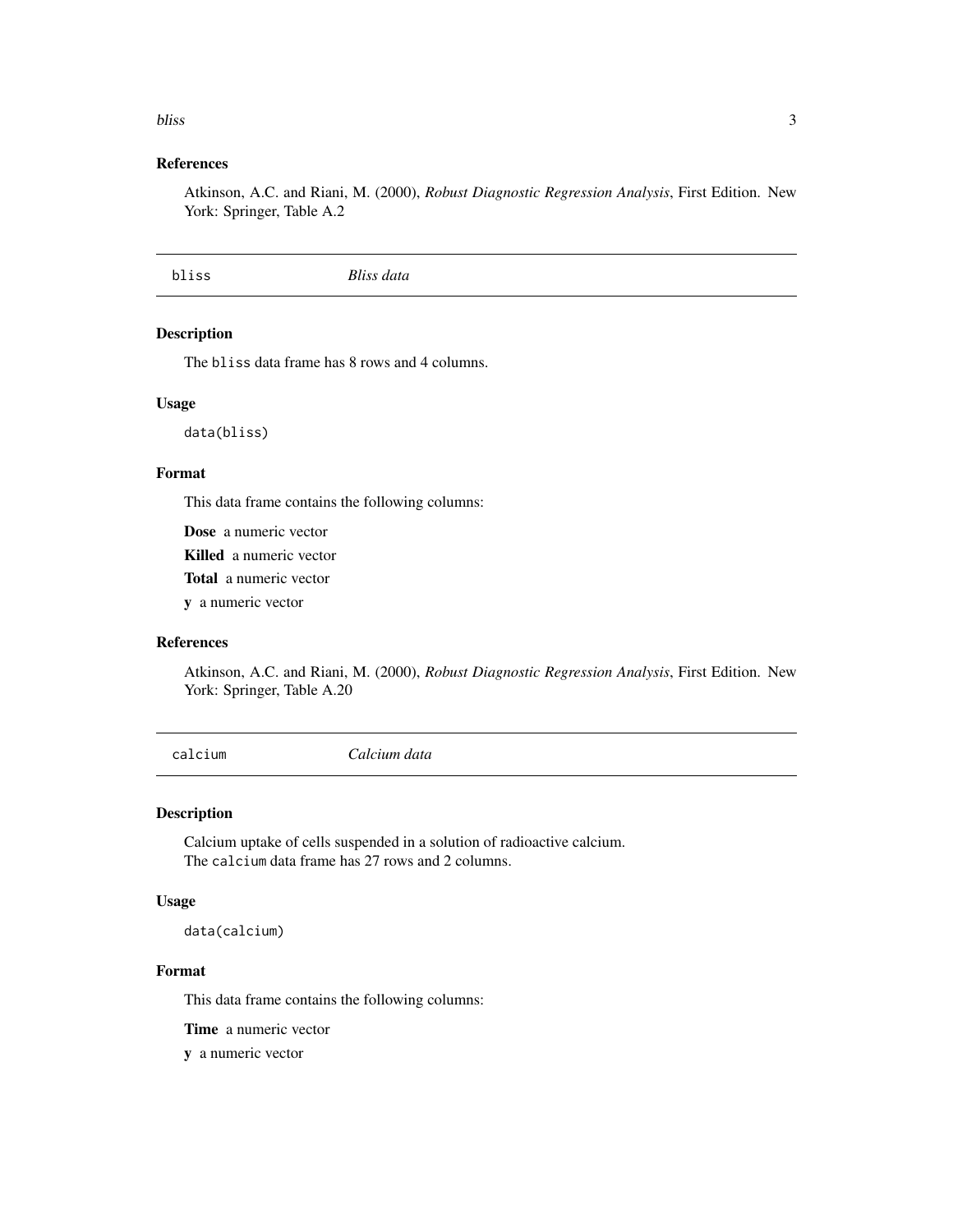### References

Atkinson, A.C. and Riani, M. (2000), *Robust Diagnostic Regression Analysis*, First Edition. New York: Springer, Table A.2

## bliss — *Bliss data*

### Description

The `bliss` data frame has 8 rows and 4 columns.

### Usage

```
data(bliss)
```

### Format

This data frame contains the following columns:

**Dose** a numeric vector

**Killed** a numeric vector

**Total** a numeric vector

**y** a numeric vector

### References

Atkinson, A.C. and Riani, M. (2000), *Robust Diagnostic Regression Analysis*, First Edition. New York: Springer, Table A.20

## calcium — *Calcium data*

### Description

Calcium uptake of cells suspended in a solution of radioactive calcium.
The `calcium` data frame has 27 rows and 2 columns.

### Usage

```
data(calcium)
```

### Format

This data frame contains the following columns:

**Time** a numeric vector

**y** a numeric vector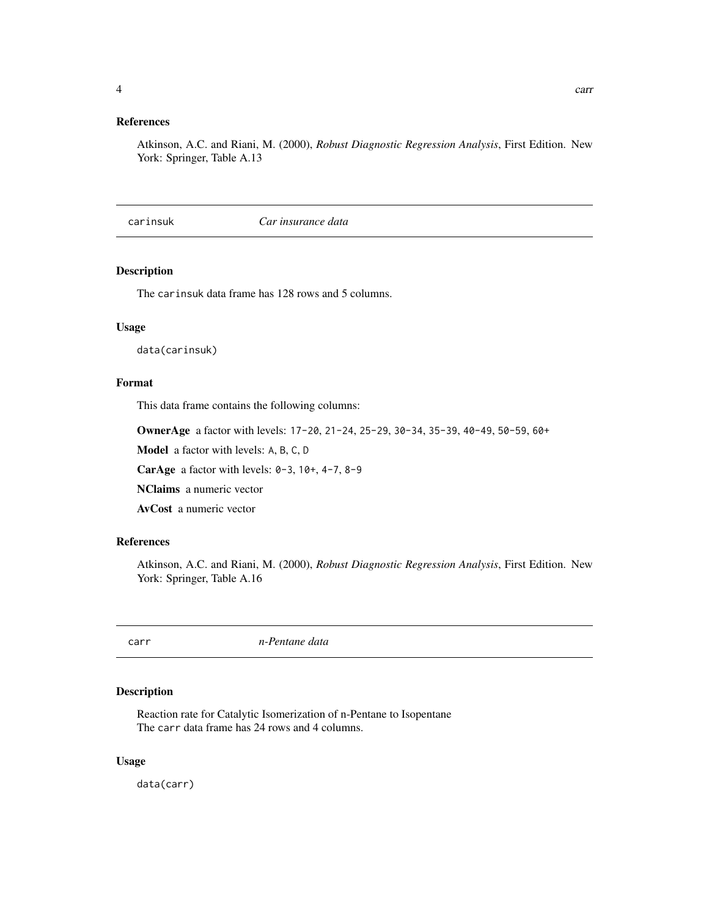### References

Atkinson, A.C. and Riani, M. (2000), *Robust Diagnostic Regression Analysis*, First Edition. New York: Springer, Table A.13

## carinsuk — *Car insurance data*

### Description

The `carinsuk` data frame has 128 rows and 5 columns.

### Usage

```
data(carinsuk)
```

### Format

This data frame contains the following columns:

**OwnerAge** a factor with levels: `17-20`, `21-24`, `25-29`, `30-34`, `35-39`, `40-49`, `50-59`, `60+`

**Model** a factor with levels: `A`, `B`, `C`, `D`

**CarAge** a factor with levels: `0-3`, `10+`, `4-7`, `8-9`

**NClaims** a numeric vector

**AvCost** a numeric vector

### References

Atkinson, A.C. and Riani, M. (2000), *Robust Diagnostic Regression Analysis*, First Edition. New York: Springer, Table A.16

## carr — *n-Pentane data*

### Description

Reaction rate for Catalytic Isomerization of n-Pentane to Isopentane
The `carr` data frame has 24 rows and 4 columns.

### Usage

```
data(carr)
```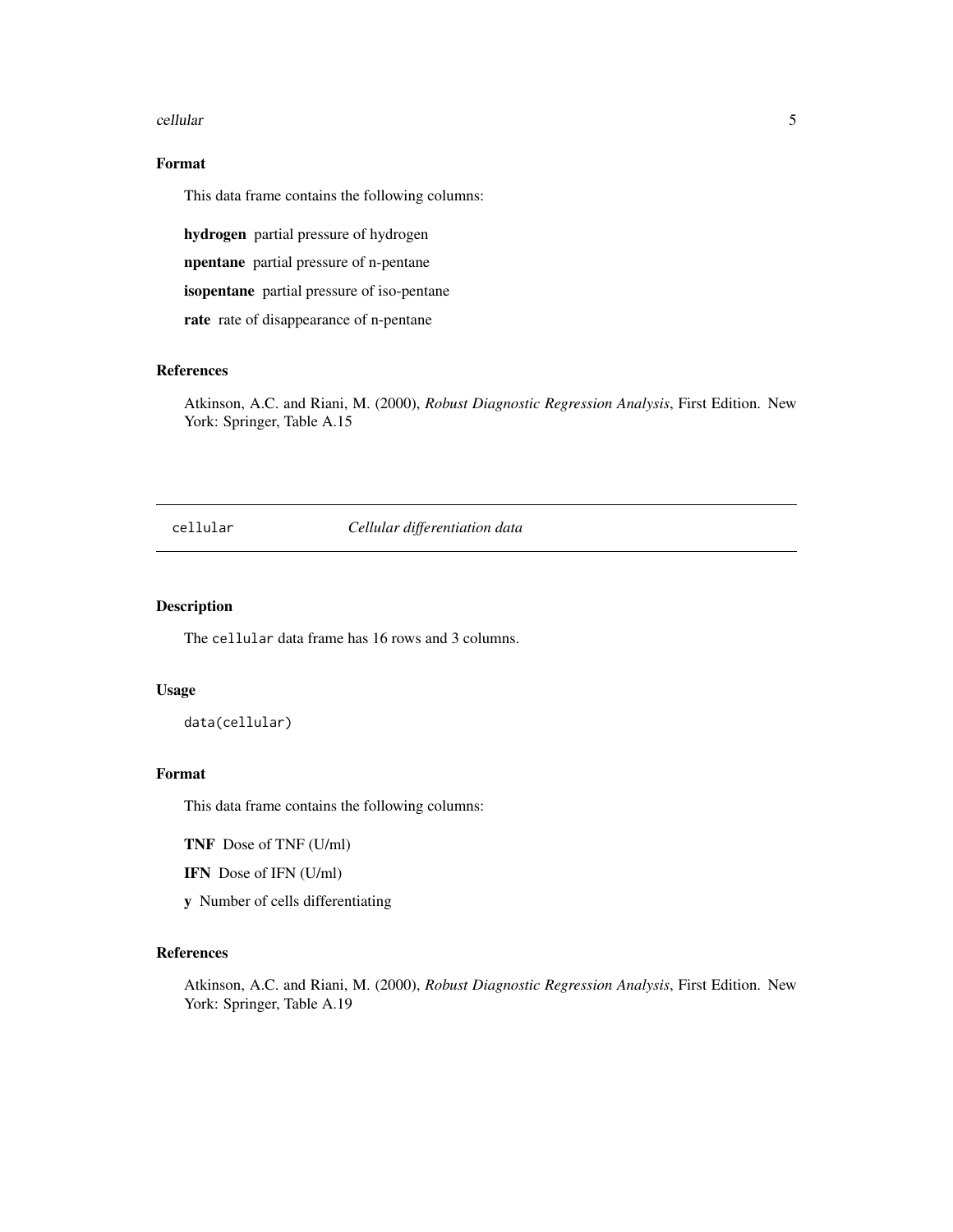## Format

This data frame contains the following columns:

**hydrogen** partial pressure of hydrogen

**npentane** partial pressure of n-pentane

**isopentane** partial pressure of iso-pentane

**rate** rate of disappearance of n-pentane

## References

Atkinson, A.C. and Riani, M. (2000), *Robust Diagnostic Regression Analysis*, First Edition. New York: Springer, Table A.15

---

# cellular *Cellular differentiation data*

---

## Description

The `cellular` data frame has 16 rows and 3 columns.

## Usage

```
data(cellular)
```

## Format

This data frame contains the following columns:

**TNF** Dose of TNF (U/ml)

**IFN** Dose of IFN (U/ml)

**y** Number of cells differentiating

## References

Atkinson, A.C. and Riani, M. (2000), *Robust Diagnostic Regression Analysis*, First Edition. New York: Springer, Table A.19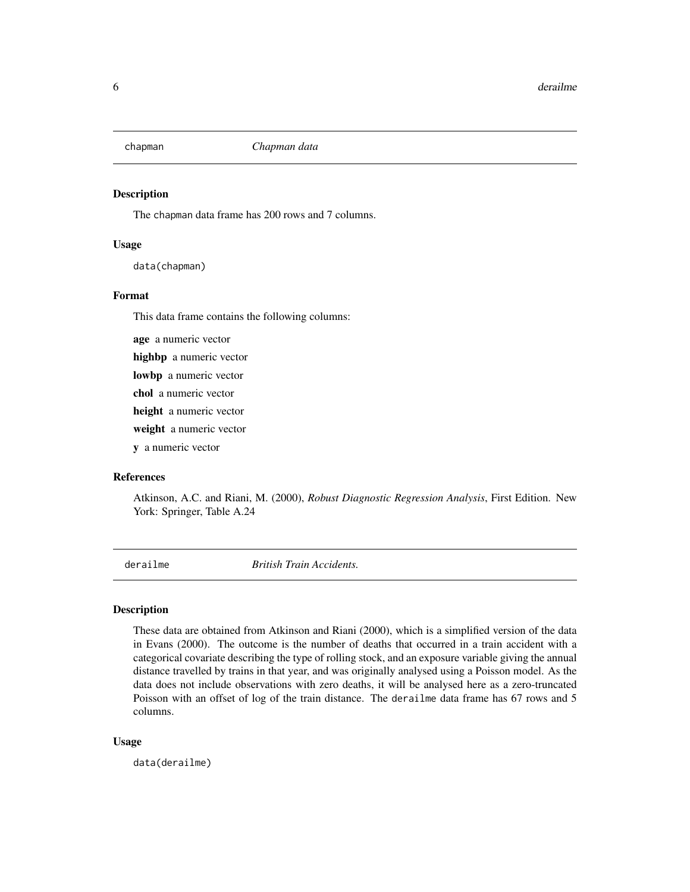## chapman — *Chapman data*

### Description

The chapman data frame has 200 rows and 7 columns.

### Usage

```
data(chapman)
```

### Format

This data frame contains the following columns:

**age** a numeric vector

**highbp** a numeric vector

**lowbp** a numeric vector

**chol** a numeric vector

**height** a numeric vector

**weight** a numeric vector

**y** a numeric vector

### References

Atkinson, A.C. and Riani, M. (2000), *Robust Diagnostic Regression Analysis*, First Edition. New York: Springer, Table A.24

## derailme — *British Train Accidents.*

### Description

These data are obtained from Atkinson and Riani (2000), which is a simplified version of the data in Evans (2000). The outcome is the number of deaths that occurred in a train accident with a categorical covariate describing the type of rolling stock, and an exposure variable giving the annual distance travelled by trains in that year, and was originally analysed using a Poisson model. As the data does not include observations with zero deaths, it will be analysed here as a zero-truncated Poisson with an offset of log of the train distance. The derailme data frame has 67 rows and 5 columns.

### Usage

```
data(derailme)
```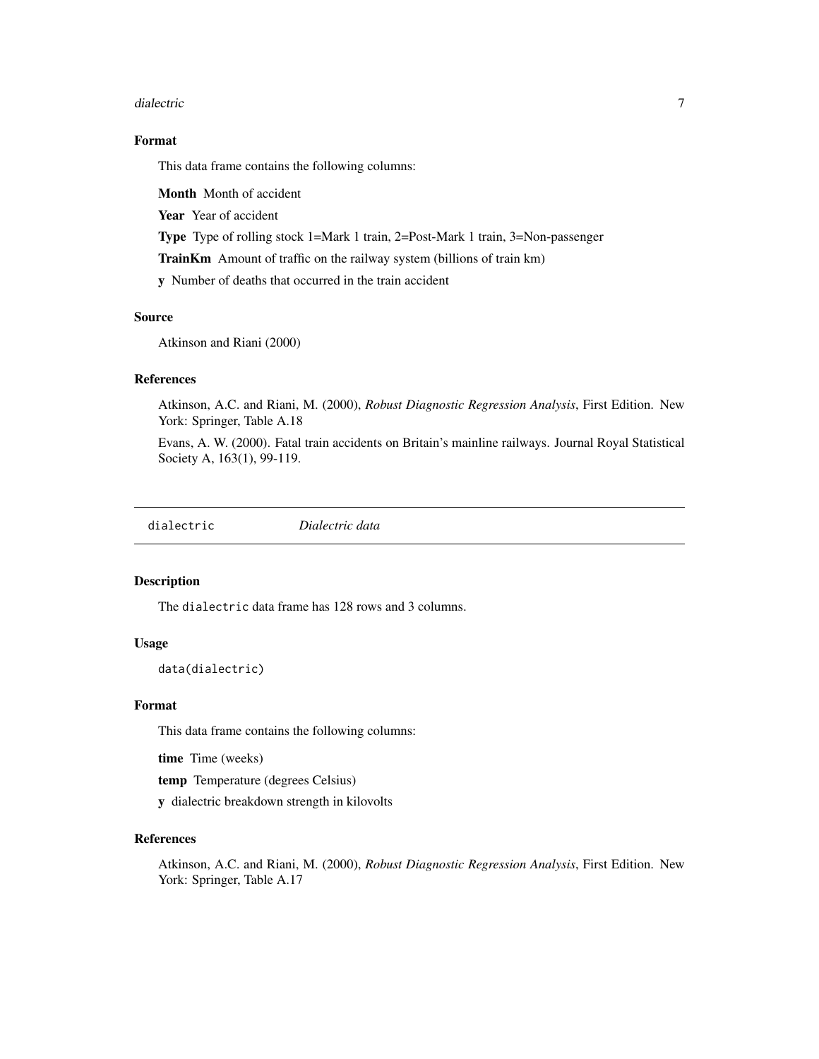### Format

This data frame contains the following columns:

**Month** Month of accident

**Year** Year of accident

**Type** Type of rolling stock 1=Mark 1 train, 2=Post-Mark 1 train, 3=Non-passenger

**TrainKm** Amount of traffic on the railway system (billions of train km)

**y** Number of deaths that occurred in the train accident

### Source

Atkinson and Riani (2000)

### References

Atkinson, A.C. and Riani, M. (2000), *Robust Diagnostic Regression Analysis*, First Edition. New York: Springer, Table A.18

Evans, A. W. (2000). Fatal train accidents on Britain's mainline railways. Journal Royal Statistical Society A, 163(1), 99-119.

---

## dialectric *Dialectric data*

### Description

The dialectric data frame has 128 rows and 3 columns.

### Usage

```
data(dialectric)
```

### Format

This data frame contains the following columns:

**time** Time (weeks)

**temp** Temperature (degrees Celsius)

**y** dialectric breakdown strength in kilovolts

### References

Atkinson, A.C. and Riani, M. (2000), *Robust Diagnostic Regression Analysis*, First Edition. New York: Springer, Table A.17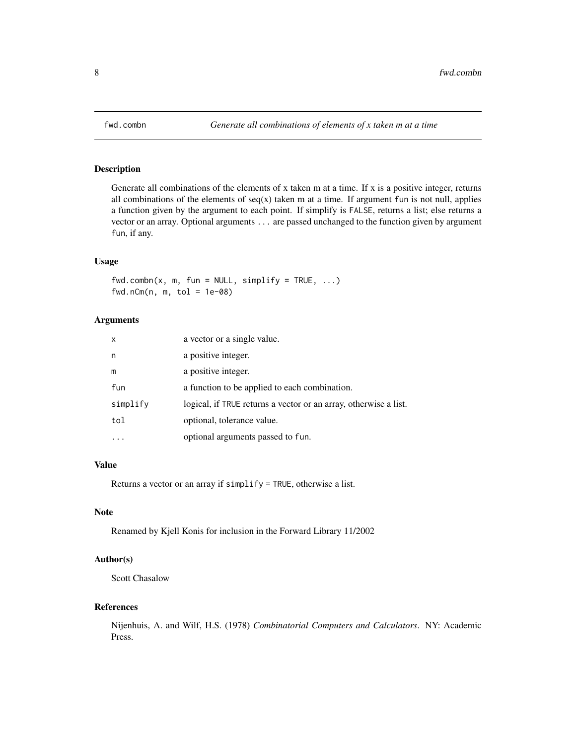# fwd.combn — *Generate all combinations of elements of x taken m at a time*

## Description

Generate all combinations of the elements of x taken m at a time. If x is a positive integer, returns all combinations of the elements of seq(x) taken m at a time. If argument `fun` is not null, applies a function given by the argument to each point. If simplify is `FALSE`, returns a list; else returns a vector or an array. Optional arguments `...` are passed unchanged to the function given by argument `fun`, if any.

## Usage

```
fwd.combn(x, m, fun = NULL, simplify = TRUE, ...)
fwd.nCm(n, m, tol = 1e-08)
```

## Arguments

| | |
|---|---|
| `x` | a vector or a single value. |
| `n` | a positive integer. |
| `m` | a positive integer. |
| `fun` | a function to be applied to each combination. |
| `simplify` | logical, if `TRUE` returns a vector or an array, otherwise a list. |
| `tol` | optional, tolerance value. |
| `...` | optional arguments passed to `fun`. |

## Value

Returns a vector or an array if `simplify = TRUE`, otherwise a list.

## Note

Renamed by Kjell Konis for inclusion in the Forward Library 11/2002

## Author(s)

Scott Chasalow

## References

Nijenhuis, A. and Wilf, H.S. (1978) *Combinatorial Computers and Calculators*. NY: Academic Press.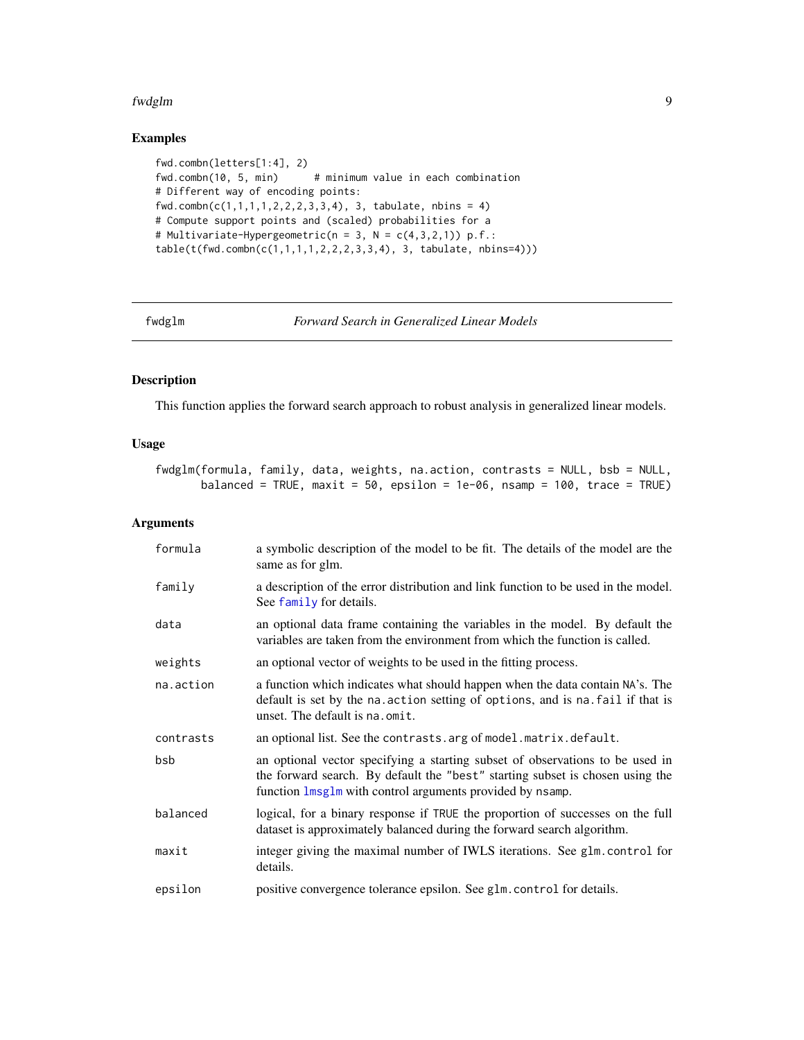## Examples

```
fwd.combn(letters[1:4], 2)
fwd.combn(10, 5, min)      # minimum value in each combination
# Different way of encoding points:
fwd.combn(c(1,1,1,1,2,2,2,3,3,4), 3, tabulate, nbins = 4)
# Compute support points and (scaled) probabilities for a
# Multivariate-Hypergeometric(n = 3, N = c(4,3,2,1)) p.f.:
table(t(fwd.combn(c(1,1,1,1,2,2,2,3,3,4), 3, tabulate, nbins=4)))
```

---

# fwdglm — *Forward Search in Generalized Linear Models*

## Description

This function applies the forward search approach to robust analysis in generalized linear models.

## Usage

```
fwdglm(formula, family, data, weights, na.action, contrasts = NULL, bsb = NULL,
       balanced = TRUE, maxit = 50, epsilon = 1e-06, nsamp = 100, trace = TRUE)
```

## Arguments

| Argument | Description |
|---|---|
| `formula` | a symbolic description of the model to be fit. The details of the model are the same as for glm. |
| `family` | a description of the error distribution and link function to be used in the model. See `family` for details. |
| `data` | an optional data frame containing the variables in the model. By default the variables are taken from the environment from which the function is called. |
| `weights` | an optional vector of weights to be used in the fitting process. |
| `na.action` | a function which indicates what should happen when the data contain `NA`'s. The default is set by the `na.action` setting of `options`, and is `na.fail` if that is unset. The default is `na.omit`. |
| `contrasts` | an optional list. See the `contrasts.arg` of `model.matrix.default`. |
| `bsb` | an optional vector specifying a starting subset of observations to be used in the forward search. By default the `"best"` starting subset is chosen using the function `lmsglm` with control arguments provided by `nsamp`. |
| `balanced` | logical, for a binary response if `TRUE` the proportion of successes on the full dataset is approximately balanced during the forward search algorithm. |
| `maxit` | integer giving the maximal number of IWLS iterations. See `glm.control` for details. |
| `epsilon` | positive convergence tolerance epsilon. See `glm.control` for details. |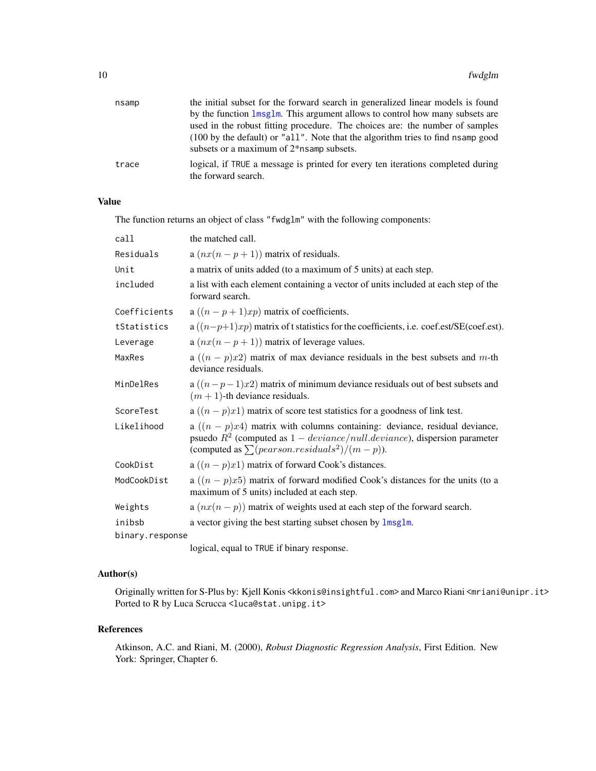| | |
|---|---|
| nsamp | the initial subset for the forward search in generalized linear models is found by the function lmsglm. This argument allows to control how many subsets are used in the robust fitting procedure. The choices are: the number of samples (100 by the default) or "all". Note that the algorithm tries to find nsamp good subsets or a maximum of 2*nsamp subsets. |
| trace | logical, if TRUE a message is printed for every ten iterations completed during the forward search. |

## Value

The function returns an object of class "fwdglm" with the following components:

| | |
|---|---|
| call | the matched call. |
| Residuals | a $(nx(n-p+1))$ matrix of residuals. |
| Unit | a matrix of units added (to a maximum of 5 units) at each step. |
| included | a list with each element containing a vector of units included at each step of the forward search. |
| Coefficients | a $((n-p+1)xp)$ matrix of coefficients. |
| tStatistics | a $((n-p+1)xp)$ matrix of t statistics for the coefficients, i.e. coef.est/SE(coef.est). |
| Leverage | a $(nx(n-p+1))$ matrix of leverage values. |
| MaxRes | a $((n-p)x2)$ matrix of max deviance residuals in the best subsets and $m$-th deviance residuals. |
| MinDelRes | a $((n-p-1)x2)$ matrix of minimum deviance residuals out of best subsets and $(m+1)$-th deviance residuals. |
| ScoreTest | a $((n-p)x1)$ matrix of score test statistics for a goodness of link test. |
| Likelihood | a $((n-p)x4)$ matrix with columns containing: deviance, residual deviance, psuedo $R^2$ (computed as $1-deviance/null.deviance$), dispersion parameter (computed as $\sum(pearson.residuals^2)/(m-p)$). |
| CookDist | a $((n-p)x1)$ matrix of forward Cook's distances. |
| ModCookDist | a $((n-p)x5)$ matrix of forward modified Cook's distances for the units (to a maximum of 5 units) included at each step. |
| Weights | a $(nx(n-p))$ matrix of weights used at each step of the forward search. |
| inibsb | a vector giving the best starting subset chosen by lmsglm. |
| binary.response | logical, equal to TRUE if binary response. |

## Author(s)

Originally written for S-Plus by: Kjell Konis <kkonis@insightful.com> and Marco Riani <mriani@unipr.it>
Ported to R by Luca Scrucca <luca@stat.unipg.it>

## References

Atkinson, A.C. and Riani, M. (2000), *Robust Diagnostic Regression Analysis*, First Edition. New York: Springer, Chapter 6.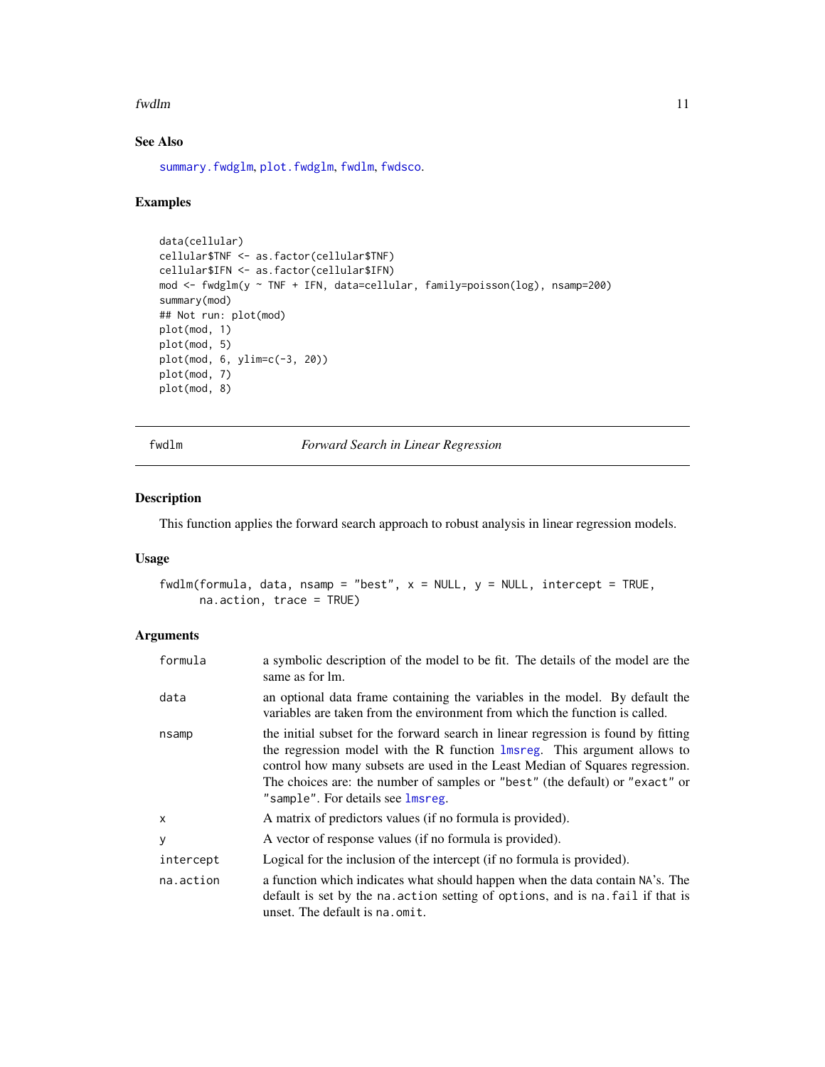## See Also

summary.fwdglm, plot.fwdglm, fwdlm, fwdsco.

## Examples

```
data(cellular)
cellular$TNF <- as.factor(cellular$TNF)
cellular$IFN <- as.factor(cellular$IFN)
mod <- fwdglm(y ~ TNF + IFN, data=cellular, family=poisson(log), nsamp=200)
summary(mod)
## Not run: plot(mod)
plot(mod, 1)
plot(mod, 5)
plot(mod, 6, ylim=c(-3, 20))
plot(mod, 7)
plot(mod, 8)
```

---

# fwdlm *Forward Search in Linear Regression*

## Description

This function applies the forward search approach to robust analysis in linear regression models.

## Usage

```
fwdlm(formula, data, nsamp = "best", x = NULL, y = NULL, intercept = TRUE,
      na.action, trace = TRUE)
```

## Arguments

| | |
|---|---|
| formula | a symbolic description of the model to be fit. The details of the model are the same as for lm. |
| data | an optional data frame containing the variables in the model. By default the variables are taken from the environment from which the function is called. |
| nsamp | the initial subset for the forward search in linear regression is found by fitting the regression model with the R function lmsreg. This argument allows to control how many subsets are used in the Least Median of Squares regression. The choices are: the number of samples or "best" (the default) or "exact" or "sample". For details see lmsreg. |
| x | A matrix of predictors values (if no formula is provided). |
| y | A vector of response values (if no formula is provided). |
| intercept | Logical for the inclusion of the intercept (if no formula is provided). |
| na.action | a function which indicates what should happen when the data contain NA's. The default is set by the na.action setting of options, and is na.fail if that is unset. The default is na.omit. |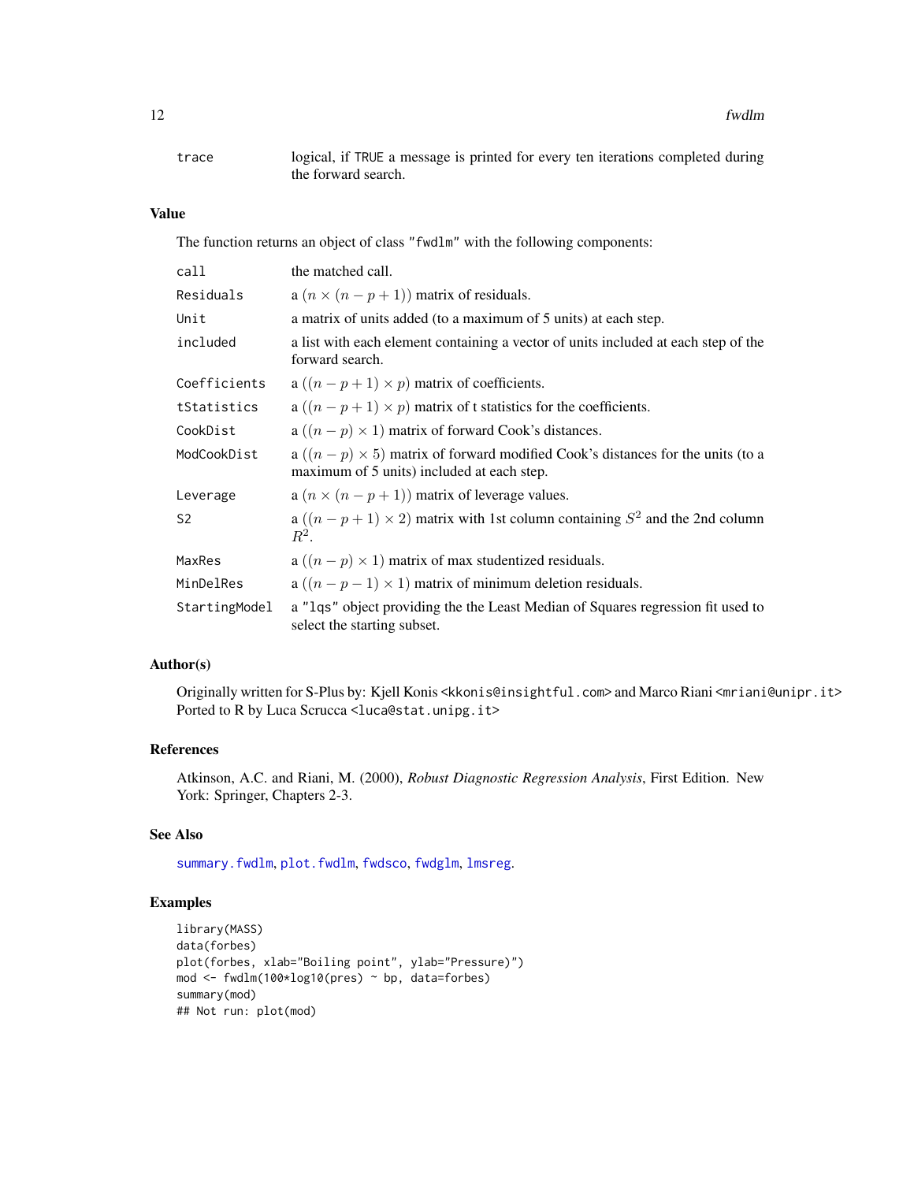| | |
|---|---|
| trace | logical, if TRUE a message is printed for every ten iterations completed during the forward search. |

## Value

The function returns an object of class "fwdlm" with the following components:

| | |
|---|---|
| call | the matched call. |
| Residuals | a $(n \times (n-p+1))$ matrix of residuals. |
| Unit | a matrix of units added (to a maximum of 5 units) at each step. |
| included | a list with each element containing a vector of units included at each step of the forward search. |
| Coefficients | a $((n-p+1) \times p)$ matrix of coefficients. |
| tStatistics | a $((n-p+1) \times p)$ matrix of t statistics for the coefficients. |
| CookDist | a $((n-p) \times 1)$ matrix of forward Cook's distances. |
| ModCookDist | a $((n-p) \times 5)$ matrix of forward modified Cook's distances for the units (to a maximum of 5 units) included at each step. |
| Leverage | a $(n \times (n-p+1))$ matrix of leverage values. |
| S2 | a $((n-p+1) \times 2)$ matrix with 1st column containing $S^2$ and the 2nd column $R^2$. |
| MaxRes | a $((n-p) \times 1)$ matrix of max studentized residuals. |
| MinDelRes | a $((n-p-1) \times 1)$ matrix of minimum deletion residuals. |
| StartingModel | a "lqs" object providing the the Least Median of Squares regression fit used to select the starting subset. |

## Author(s)

Originally written for S-Plus by: Kjell Konis <kkonis@insightful.com> and Marco Riani <mriani@unipr.it>
Ported to R by Luca Scrucca <luca@stat.unipg.it>

## References

Atkinson, A.C. and Riani, M. (2000), *Robust Diagnostic Regression Analysis*, First Edition. New York: Springer, Chapters 2-3.

## See Also

summary.fwdlm, plot.fwdlm, fwdsco, fwdglm, lmsreg.

## Examples

```
library(MASS)
data(forbes)
plot(forbes, xlab="Boiling point", ylab="Pressure)")
mod <- fwdlm(100*log10(pres) ~ bp, data=forbes)
summary(mod)
## Not run: plot(mod)
```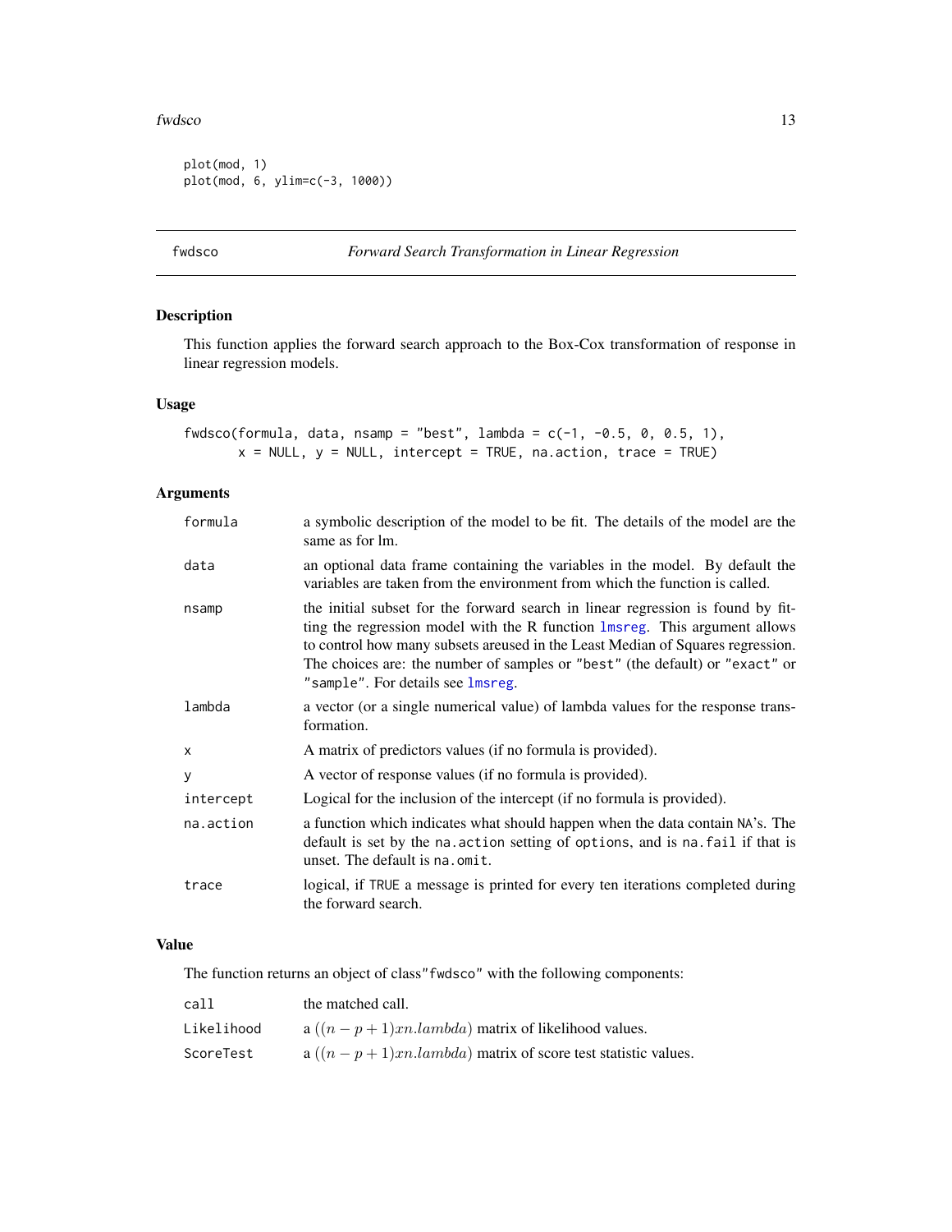```
plot(mod, 1)
plot(mod, 6, ylim=c(-3, 1000))
```

## fwdsco — *Forward Search Transformation in Linear Regression*

### Description

This function applies the forward search approach to the Box-Cox transformation of response in linear regression models.

### Usage

```
fwdsco(formula, data, nsamp = "best", lambda = c(-1, -0.5, 0, 0.5, 1),
       x = NULL, y = NULL, intercept = TRUE, na.action, trace = TRUE)
```

### Arguments

| | |
|---|---|
| formula | a symbolic description of the model to be fit. The details of the model are the same as for lm. |
| data | an optional data frame containing the variables in the model. By default the variables are taken from the environment from which the function is called. |
| nsamp | the initial subset for the forward search in linear regression is found by fitting the regression model with the R function lmsreg. This argument allows to control how many subsets areused in the Least Median of Squares regression. The choices are: the number of samples or "best" (the default) or "exact" or "sample". For details see lmsreg. |
| lambda | a vector (or a single numerical value) of lambda values for the response transformation. |
| x | A matrix of predictors values (if no formula is provided). |
| y | A vector of response values (if no formula is provided). |
| intercept | Logical for the inclusion of the intercept (if no formula is provided). |
| na.action | a function which indicates what should happen when the data contain NA's. The default is set by the na.action setting of options, and is na.fail if that is unset. The default is na.omit. |
| trace | logical, if TRUE a message is printed for every ten iterations completed during the forward search. |

### Value

The function returns an object of class"fwdsco" with the following components:

| | |
|---|---|
| call | the matched call. |
| Likelihood | a $((n-p+1)xn.lambda)$ matrix of likelihood values. |
| ScoreTest | a $((n-p+1)xn.lambda)$ matrix of score test statistic values. |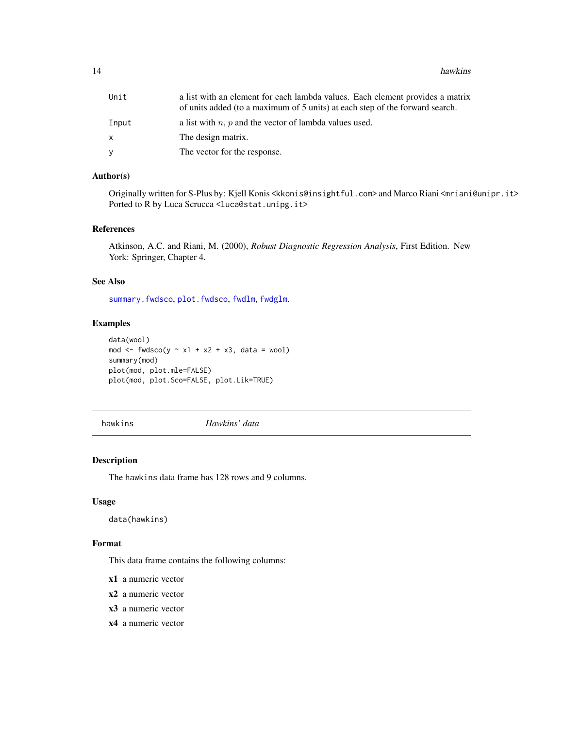| | |
|---|---|
| Unit | a list with an element for each lambda values. Each element provides a matrix of units added (to a maximum of 5 units) at each step of the forward search. |
| Input | a list with $n$, $p$ and the vector of lambda values used. |
| x | The design matrix. |
| y | The vector for the response. |

### Author(s)

Originally written for S-Plus by: Kjell Konis <kkonis@insightful.com> and Marco Riani <mriani@unipr.it>
Ported to R by Luca Scrucca <luca@stat.unipg.it>

### References

Atkinson, A.C. and Riani, M. (2000), *Robust Diagnostic Regression Analysis*, First Edition. New York: Springer, Chapter 4.

### See Also

summary.fwdsco, plot.fwdsco, fwdlm, fwdglm.

### Examples

```
data(wool)
mod <- fwdsco(y ~ x1 + x2 + x3, data = wool)
summary(mod)
plot(mod, plot.mle=FALSE)
plot(mod, plot.Sco=FALSE, plot.Lik=TRUE)
```

---

## hawkins *Hawkins' data*

---

### Description

The hawkins data frame has 128 rows and 9 columns.

### Usage

```
data(hawkins)
```

### Format

This data frame contains the following columns:

**x1** a numeric vector

**x2** a numeric vector

**x3** a numeric vector

**x4** a numeric vector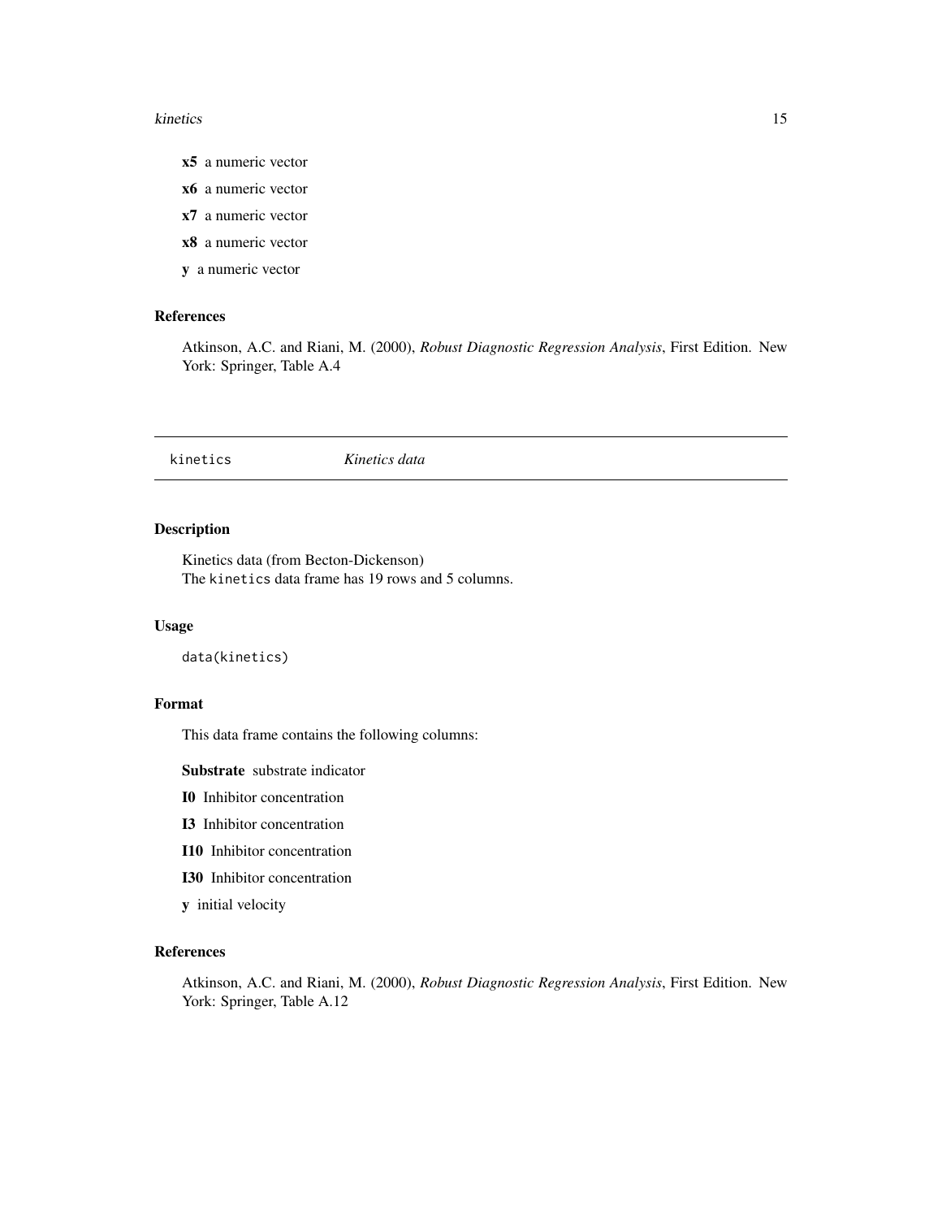**x5** a numeric vector

**x6** a numeric vector

**x7** a numeric vector

**x8** a numeric vector

**y** a numeric vector

### References

Atkinson, A.C. and Riani, M. (2000), *Robust Diagnostic Regression Analysis*, First Edition. New York: Springer, Table A.4

---

## kinetics *Kinetics data*

### Description

Kinetics data (from Becton-Dickenson)
The `kinetics` data frame has 19 rows and 5 columns.

### Usage

```
data(kinetics)
```

### Format

This data frame contains the following columns:

**Substrate** substrate indicator

**I0** Inhibitor concentration

**I3** Inhibitor concentration

**I10** Inhibitor concentration

**I30** Inhibitor concentration

**y** initial velocity

### References

Atkinson, A.C. and Riani, M. (2000), *Robust Diagnostic Regression Analysis*, First Edition. New York: Springer, Table A.12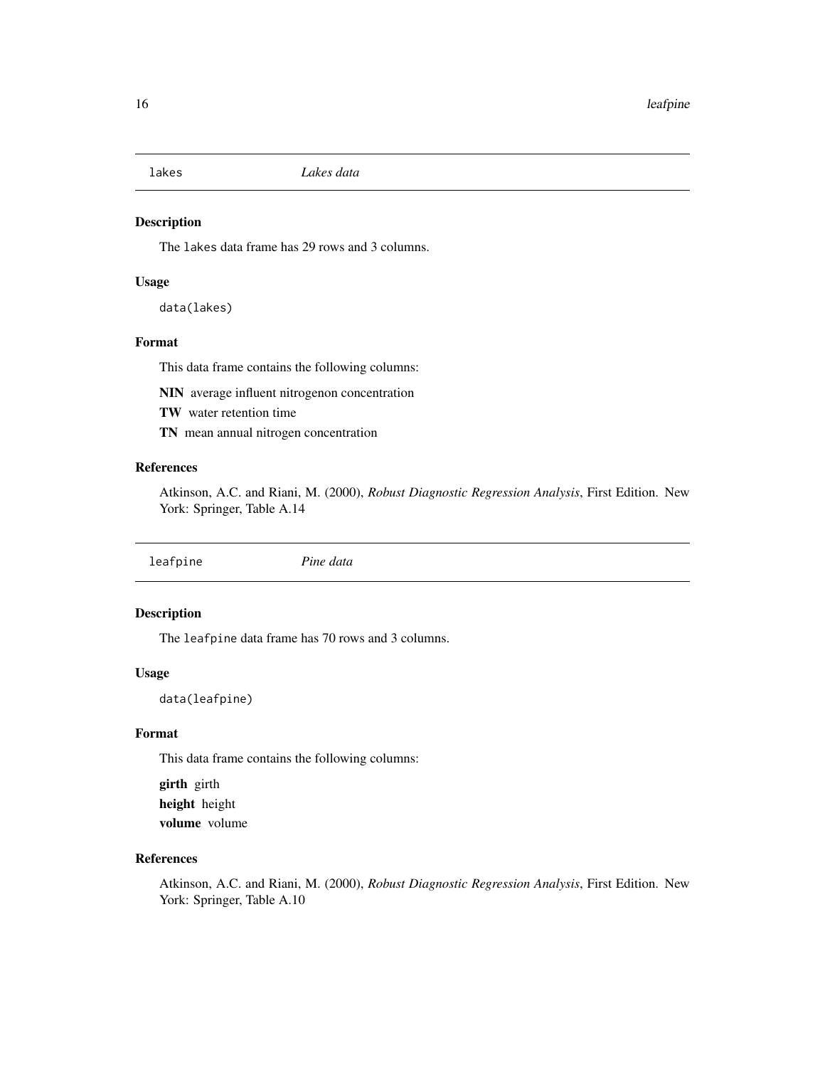## lakes *Lakes data*

### Description

The `lakes` data frame has 29 rows and 3 columns.

### Usage

```
data(lakes)
```

### Format

This data frame contains the following columns:

**NIN** average influent nitrogenon concentration

**TW** water retention time

**TN** mean annual nitrogen concentration

### References

Atkinson, A.C. and Riani, M. (2000), *Robust Diagnostic Regression Analysis*, First Edition. New York: Springer, Table A.14

## leafpine *Pine data*

### Description

The `leafpine` data frame has 70 rows and 3 columns.

### Usage

```
data(leafpine)
```

### Format

This data frame contains the following columns:

**girth** girth

**height** height

**volume** volume

### References

Atkinson, A.C. and Riani, M. (2000), *Robust Diagnostic Regression Analysis*, First Edition. New York: Springer, Table A.10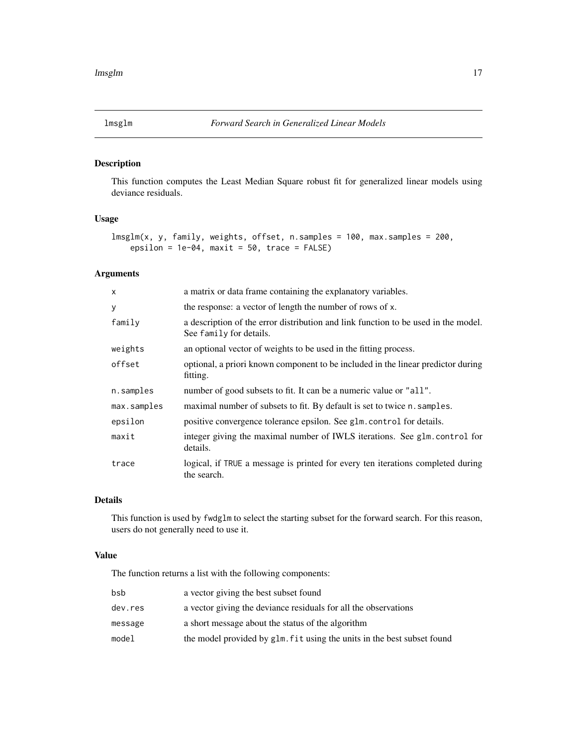# lmsglm *Forward Search in Generalized Linear Models*

## Description

This function computes the Least Median Square robust fit for generalized linear models using deviance residuals.

## Usage

```
lmsglm(x, y, family, weights, offset, n.samples = 100, max.samples = 200,
    epsilon = 1e-04, maxit = 50, trace = FALSE)
```

## Arguments

| | |
|---|---|
| x | a matrix or data frame containing the explanatory variables. |
| y | the response: a vector of length the number of rows of x. |
| family | a description of the error distribution and link function to be used in the model. See family for details. |
| weights | an optional vector of weights to be used in the fitting process. |
| offset | optional, a priori known component to be included in the linear predictor during fitting. |
| n.samples | number of good subsets to fit. It can be a numeric value or "all". |
| max.samples | maximal number of subsets to fit. By default is set to twice n.samples. |
| epsilon | positive convergence tolerance epsilon. See glm.control for details. |
| maxit | integer giving the maximal number of IWLS iterations. See glm.control for details. |
| trace | logical, if TRUE a message is printed for every ten iterations completed during the search. |

## Details

This function is used by fwdglm to select the starting subset for the forward search. For this reason, users do not generally need to use it.

## Value

The function returns a list with the following components:

| | |
|---|---|
| bsb | a vector giving the best subset found |
| dev.res | a vector giving the deviance residuals for all the observations |
| message | a short message about the status of the algorithm |
| model | the model provided by glm.fit using the units in the best subset found |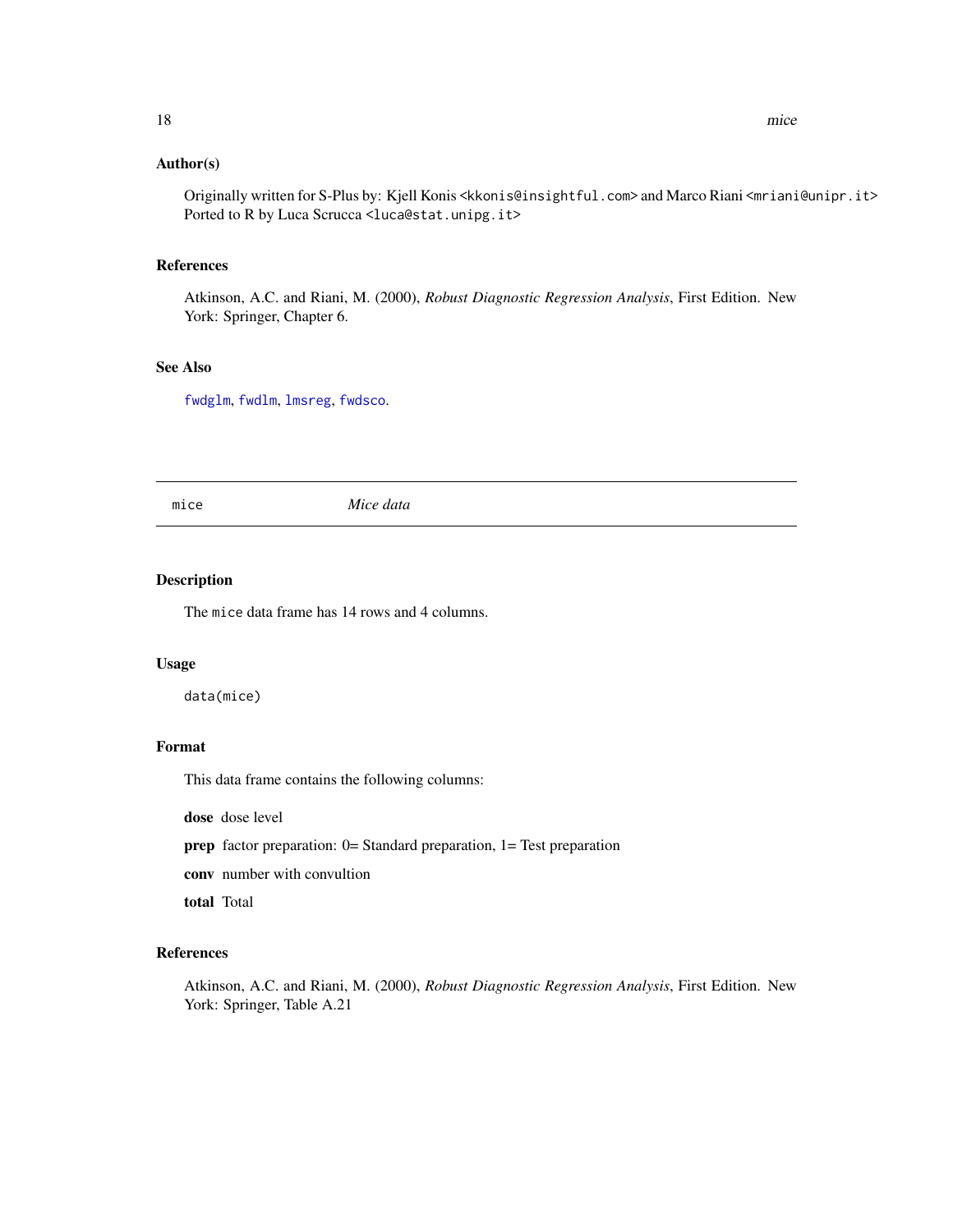### Author(s)

Originally written for S-Plus by: Kjell Konis <kkonis@insightful.com> and Marco Riani <mriani@unipr.it>
Ported to R by Luca Scrucca <luca@stat.unipg.it>

### References

Atkinson, A.C. and Riani, M. (2000), *Robust Diagnostic Regression Analysis*, First Edition. New York: Springer, Chapter 6.

### See Also

fwdglm, fwdlm, lmsreg, fwdsco.

---

## mice — *Mice data*

---

### Description

The mice data frame has 14 rows and 4 columns.

### Usage

```
data(mice)
```

### Format

This data frame contains the following columns:

**dose** dose level

**prep** factor preparation: 0= Standard preparation, 1= Test preparation

**conv** number with convultion

**total** Total

### References

Atkinson, A.C. and Riani, M. (2000), *Robust Diagnostic Regression Analysis*, First Edition. New York: Springer, Table A.21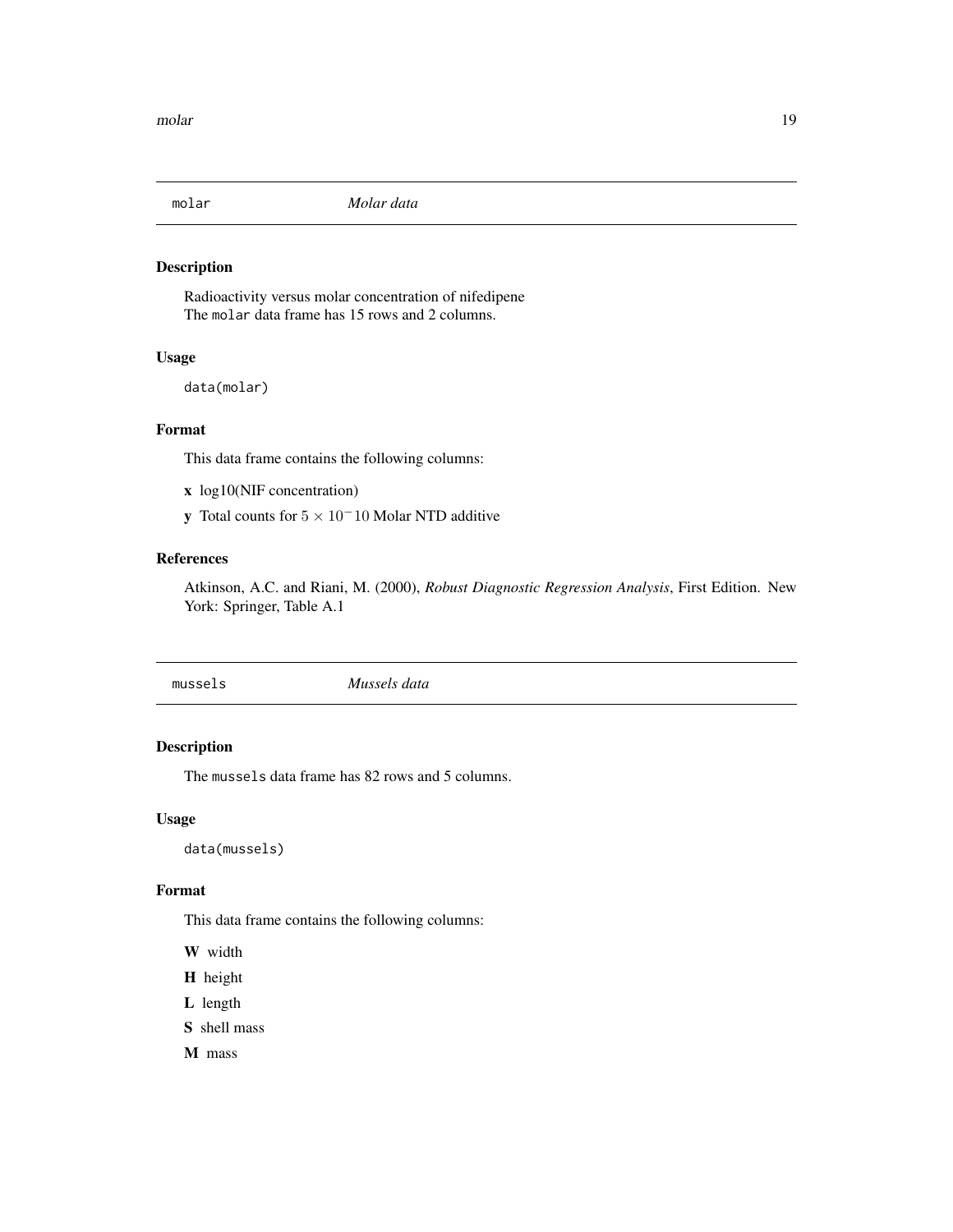## molar — *Molar data*

### Description

Radioactivity versus molar concentration of nifedipene
The `molar` data frame has 15 rows and 2 columns.

### Usage

```
data(molar)
```

### Format

This data frame contains the following columns:

**x** log10(NIF concentration)

**y** Total counts for $5 \times 10^-10$ Molar NTD additive

### References

Atkinson, A.C. and Riani, M. (2000), *Robust Diagnostic Regression Analysis*, First Edition. New York: Springer, Table A.1

## mussels — *Mussels data*

### Description

The `mussels` data frame has 82 rows and 5 columns.

### Usage

```
data(mussels)
```

### Format

This data frame contains the following columns:

**W** width

**H** height

**L** length

**S** shell mass

**M** mass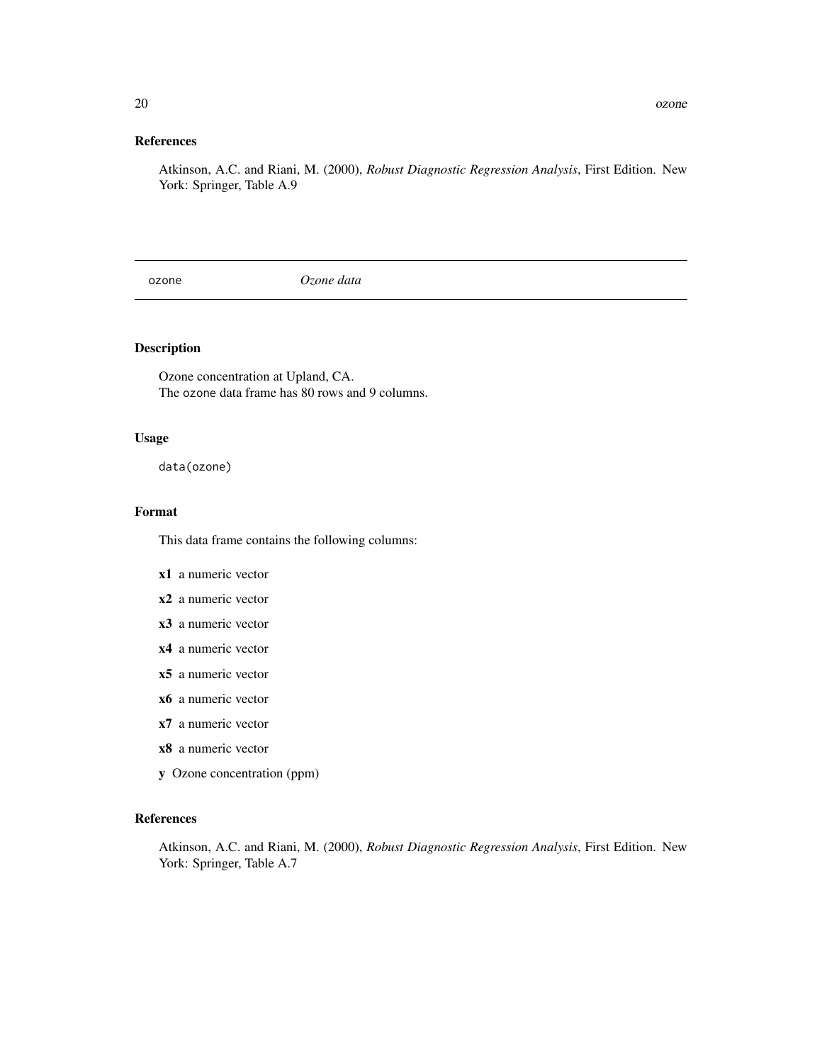## References

Atkinson, A.C. and Riani, M. (2000), *Robust Diagnostic Regression Analysis*, First Edition. New York: Springer, Table A.9

---

`ozone` *Ozone data*

---

## Description

Ozone concentration at Upland, CA.
The `ozone` data frame has 80 rows and 9 columns.

## Usage

```
data(ozone)
```

## Format

This data frame contains the following columns:

- **x1** a numeric vector
- **x2** a numeric vector
- **x3** a numeric vector
- **x4** a numeric vector
- **x5** a numeric vector
- **x6** a numeric vector
- **x7** a numeric vector
- **x8** a numeric vector
- **y** Ozone concentration (ppm)

## References

Atkinson, A.C. and Riani, M. (2000), *Robust Diagnostic Regression Analysis*, First Edition. New York: Springer, Table A.7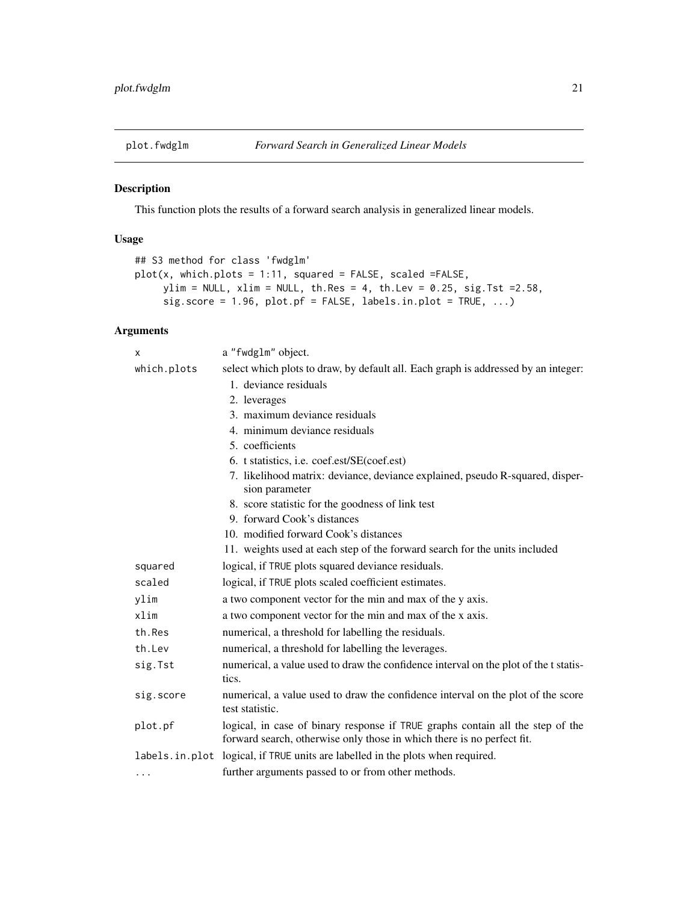# plot.fwdglm — *Forward Search in Generalized Linear Models*

## Description

This function plots the results of a forward search analysis in generalized linear models.

## Usage

```
## S3 method for class 'fwdglm'
plot(x, which.plots = 1:11, squared = FALSE, scaled =FALSE,
     ylim = NULL, xlim = NULL, th.Res = 4, th.Lev = 0.25, sig.Tst =2.58,
     sig.score = 1.96, plot.pf = FALSE, labels.in.plot = TRUE, ...)
```

## Arguments

| Argument | Description |
|---|---|
| `x` | a "fwdglm" object. |
| `which.plots` | select which plots to draw, by default all. Each graph is addressed by an integer: 1. deviance residuals 2. leverages 3. maximum deviance residuals 4. minimum deviance residuals 5. coefficients 6. t statistics, i.e. coef.est/SE(coef.est) 7. likelihood matrix: deviance, deviance explained, pseudo R-squared, dispersion parameter 8. score statistic for the goodness of link test 9. forward Cook's distances 10. modified forward Cook's distances 11. weights used at each step of the forward search for the units included |
| `squared` | logical, if TRUE plots squared deviance residuals. |
| `scaled` | logical, if TRUE plots scaled coefficient estimates. |
| `ylim` | a two component vector for the min and max of the y axis. |
| `xlim` | a two component vector for the min and max of the x axis. |
| `th.Res` | numerical, a threshold for labelling the residuals. |
| `th.Lev` | numerical, a threshold for labelling the leverages. |
| `sig.Tst` | numerical, a value used to draw the confidence interval on the plot of the t statistics. |
| `sig.score` | numerical, a value used to draw the confidence interval on the plot of the score test statistic. |
| `plot.pf` | logical, in case of binary response if TRUE graphs contain all the step of the forward search, otherwise only those in which there is no perfect fit. |
| `labels.in.plot` | logical, if TRUE units are labelled in the plots when required. |
| `...` | further arguments passed to or from other methods. |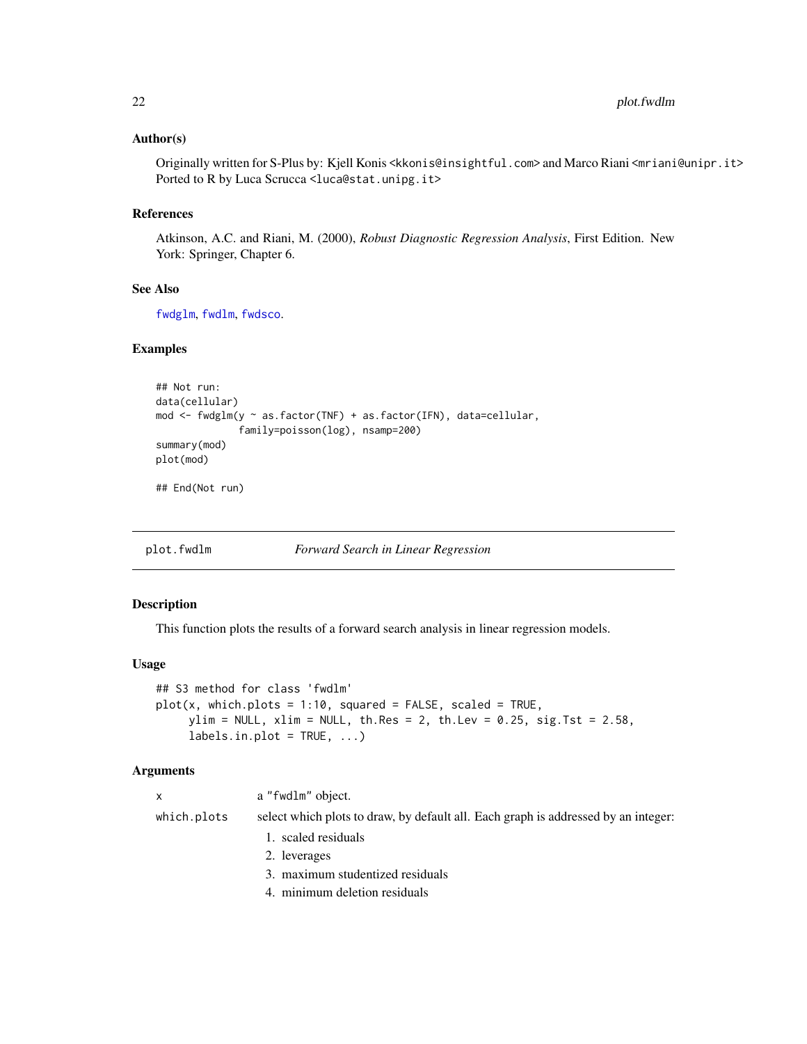### Author(s)

Originally written for S-Plus by: Kjell Konis <kkonis@insightful.com> and Marco Riani <mriani@unipr.it>
Ported to R by Luca Scrucca <luca@stat.unipg.it>

### References

Atkinson, A.C. and Riani, M. (2000), *Robust Diagnostic Regression Analysis*, First Edition. New York: Springer, Chapter 6.

### See Also

fwdglm, fwdlm, fwdsco.

### Examples

```
## Not run:
data(cellular)
mod <- fwdglm(y ~ as.factor(TNF) + as.factor(IFN), data=cellular,
              family=poisson(log), nsamp=200)
summary(mod)
plot(mod)

## End(Not run)
```

---

## plot.fwdlm — *Forward Search in Linear Regression*

---

### Description

This function plots the results of a forward search analysis in linear regression models.

### Usage

```
## S3 method for class 'fwdlm'
plot(x, which.plots = 1:10, squared = FALSE, scaled = TRUE,
     ylim = NULL, xlim = NULL, th.Res = 2, th.Lev = 0.25, sig.Tst = 2.58,
     labels.in.plot = TRUE, ...)
```

### Arguments

- `x` — a "fwdlm" object.
- `which.plots` — select which plots to draw, by default all. Each graph is addressed by an integer:
  1. scaled residuals
  2. leverages
  3. maximum studentized residuals
  4. minimum deletion residuals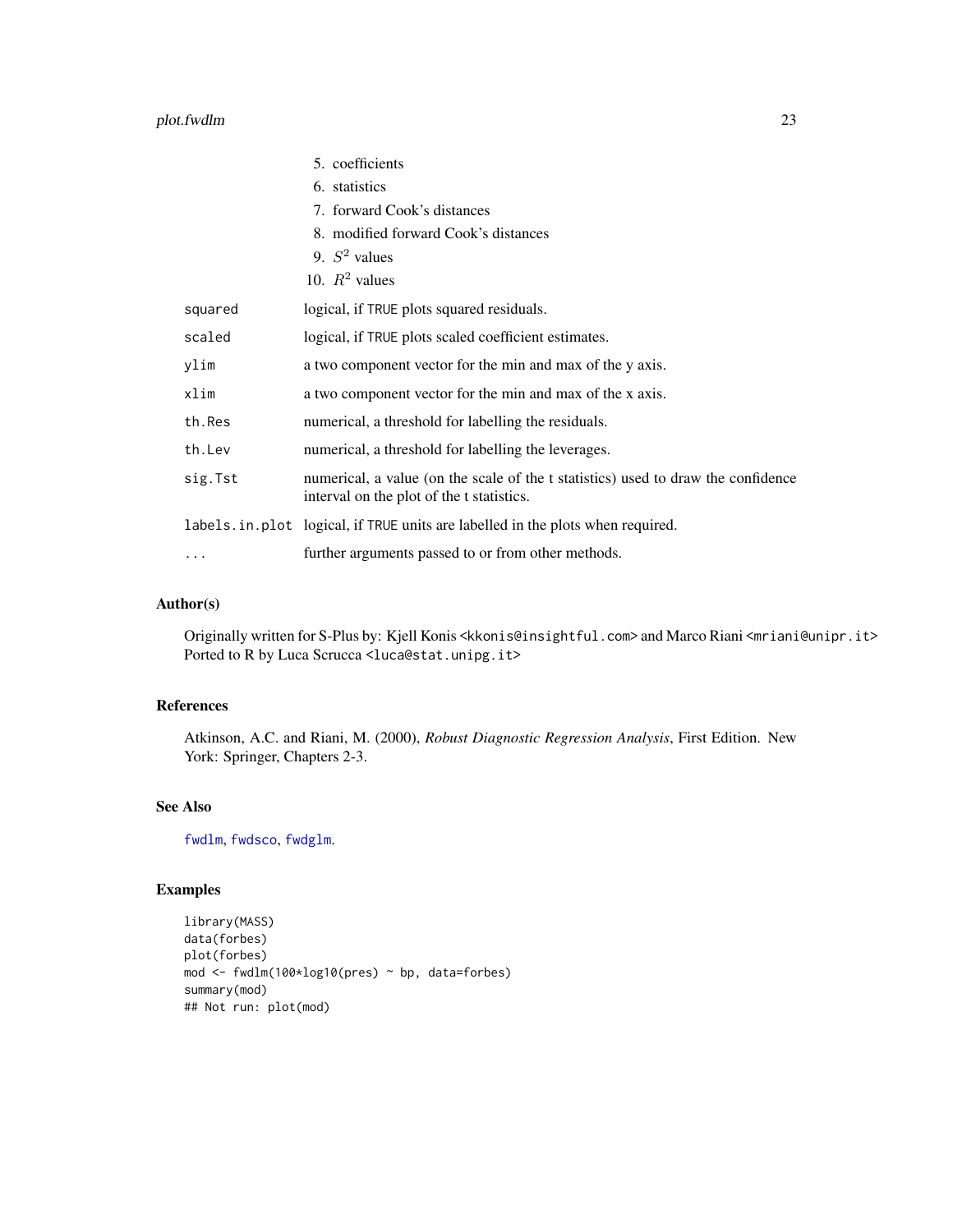5. coefficients
6. statistics
7. forward Cook's distances
8. modified forward Cook's distances
9. $S^2$ values
10. $R^2$ values

| | |
|---|---|
| squared | logical, if TRUE plots squared residuals. |
| scaled | logical, if TRUE plots scaled coefficient estimates. |
| ylim | a two component vector for the min and max of the y axis. |
| xlim | a two component vector for the min and max of the x axis. |
| th.Res | numerical, a threshold for labelling the residuals. |
| th.Lev | numerical, a threshold for labelling the leverages. |
| sig.Tst | numerical, a value (on the scale of the t statistics) used to draw the confidence interval on the plot of the t statistics. |
| labels.in.plot | logical, if TRUE units are labelled in the plots when required. |
| ... | further arguments passed to or from other methods. |

## Author(s)

Originally written for S-Plus by: Kjell Konis <kkonis@insightful.com> and Marco Riani <mriani@unipr.it>
Ported to R by Luca Scrucca <luca@stat.unipg.it>

## References

Atkinson, A.C. and Riani, M. (2000), *Robust Diagnostic Regression Analysis*, First Edition. New York: Springer, Chapters 2-3.

## See Also

fwdlm, fwdsco, fwdglm.

## Examples

```
library(MASS)
data(forbes)
plot(forbes)
mod <- fwdlm(100*log10(pres) ~ bp, data=forbes)
summary(mod)
## Not run: plot(mod)
```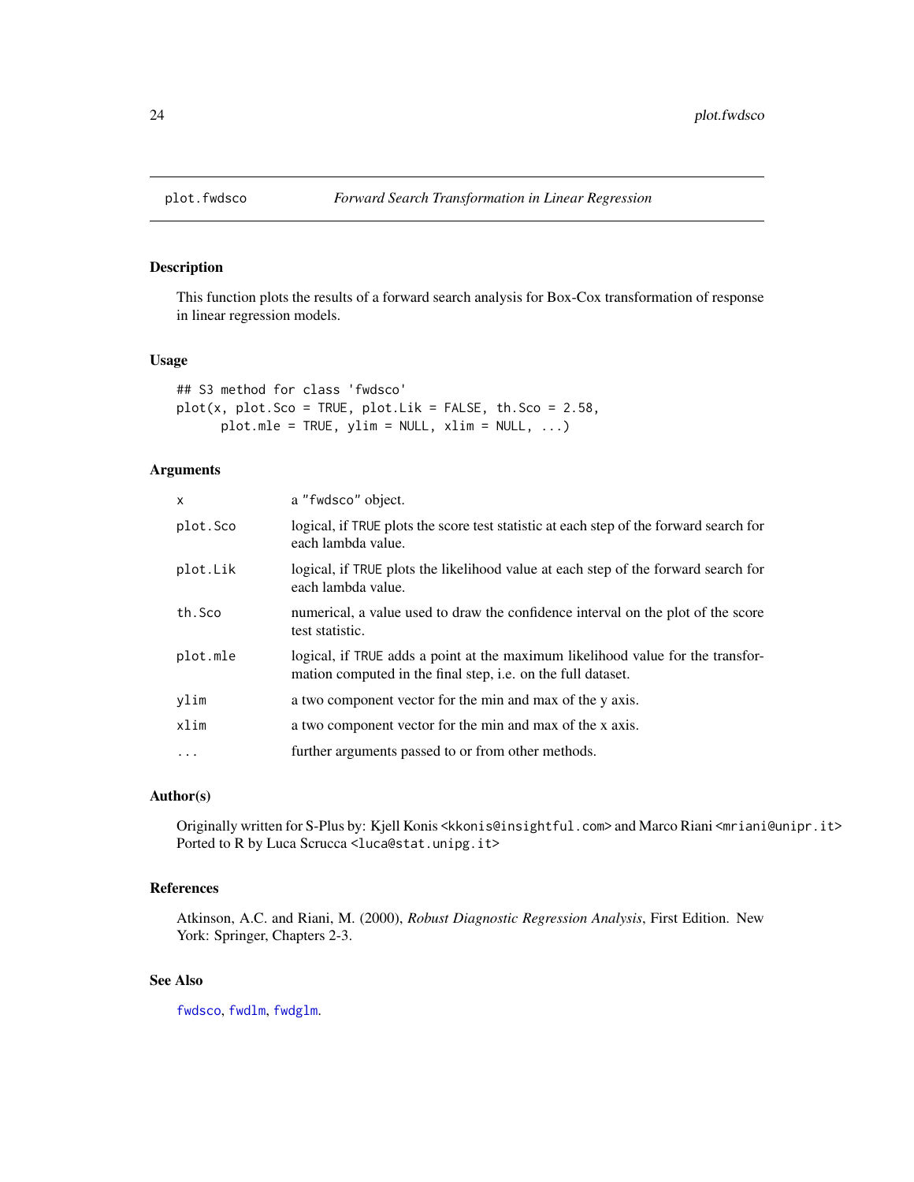# plot.fwdsco — *Forward Search Transformation in Linear Regression*

## Description

This function plots the results of a forward search analysis for Box-Cox transformation of response in linear regression models.

## Usage

```
## S3 method for class 'fwdsco'
plot(x, plot.Sco = TRUE, plot.Lik = FALSE, th.Sco = 2.58,
      plot.mle = TRUE, ylim = NULL, xlim = NULL, ...)
```

## Arguments

| | |
|---|---|
| `x` | a "fwdsco" object. |
| `plot.Sco` | logical, if `TRUE` plots the score test statistic at each step of the forward search for each lambda value. |
| `plot.Lik` | logical, if `TRUE` plots the likelihood value at each step of the forward search for each lambda value. |
| `th.Sco` | numerical, a value used to draw the confidence interval on the plot of the score test statistic. |
| `plot.mle` | logical, if `TRUE` adds a point at the maximum likelihood value for the transformation computed in the final step, i.e. on the full dataset. |
| `ylim` | a two component vector for the min and max of the y axis. |
| `xlim` | a two component vector for the min and max of the x axis. |
| `...` | further arguments passed to or from other methods. |

## Author(s)

Originally written for S-Plus by: Kjell Konis <kkonis@insightful.com> and Marco Riani <mriani@unipr.it>
Ported to R by Luca Scrucca <luca@stat.unipg.it>

## References

Atkinson, A.C. and Riani, M. (2000), *Robust Diagnostic Regression Analysis*, First Edition. New York: Springer, Chapters 2-3.

## See Also

`fwdsco`, `fwdlm`, `fwdglm`.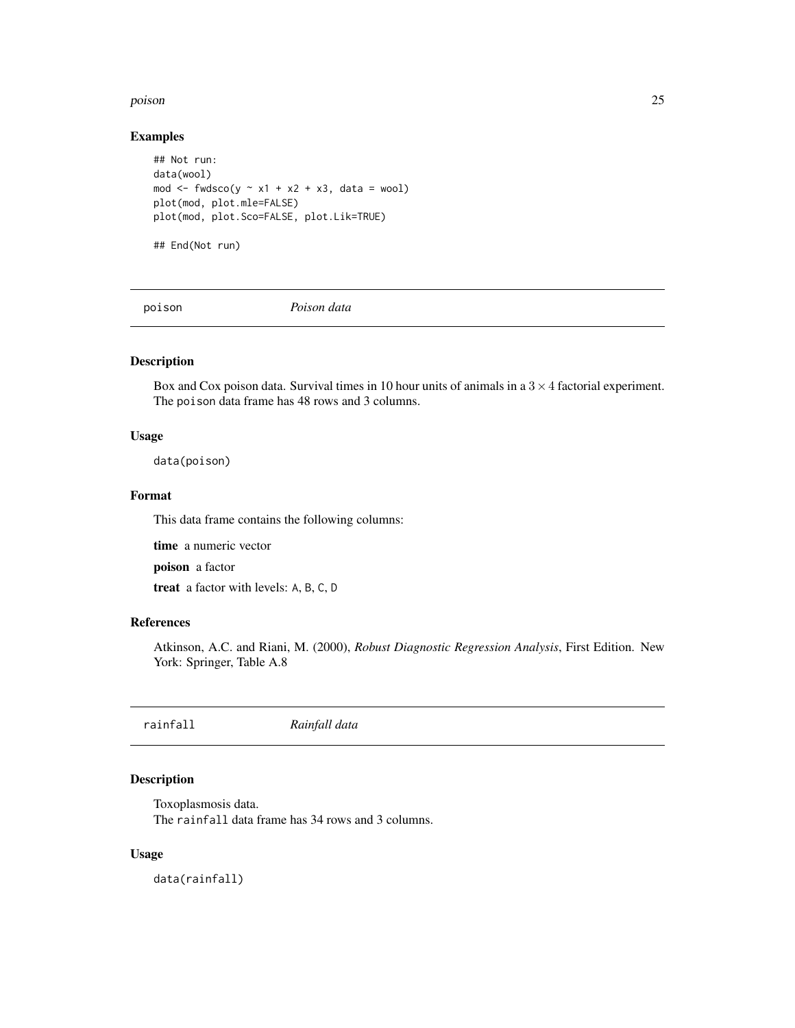### Examples

```
## Not run:
data(wool)
mod <- fwdsco(y ~ x1 + x2 + x3, data = wool)
plot(mod, plot.mle=FALSE)
plot(mod, plot.Sco=FALSE, plot.Lik=TRUE)

## End(Not run)
```

---

## poison *Poison data*

---

### Description

Box and Cox poison data. Survival times in 10 hour units of animals in a $3 \times 4$ factorial experiment. The poison data frame has 48 rows and 3 columns.

### Usage

```
data(poison)
```

### Format

This data frame contains the following columns:

**time** a numeric vector

**poison** a factor

**treat** a factor with levels: A, B, C, D

### References

Atkinson, A.C. and Riani, M. (2000), *Robust Diagnostic Regression Analysis*, First Edition. New York: Springer, Table A.8

---

## rainfall *Rainfall data*

---

### Description

Toxoplasmosis data.
The rainfall data frame has 34 rows and 3 columns.

### Usage

```
data(rainfall)
```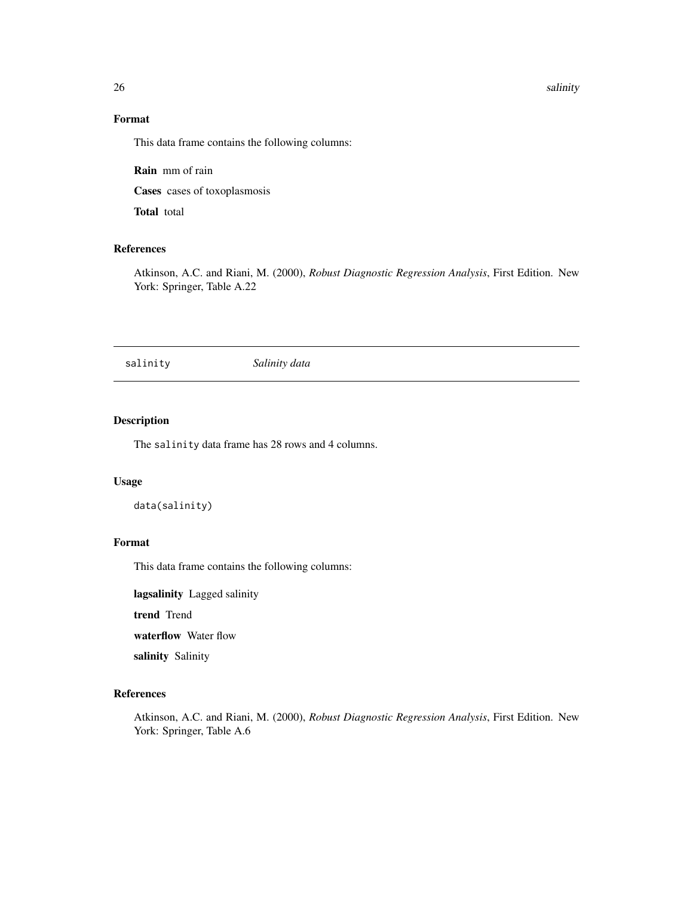### Format

This data frame contains the following columns:

**Rain** mm of rain

**Cases** cases of toxoplasmosis

**Total** total

### References

Atkinson, A.C. and Riani, M. (2000), *Robust Diagnostic Regression Analysis*, First Edition. New York: Springer, Table A.22

---

## salinity *Salinity data*

---

### Description

The salinity data frame has 28 rows and 4 columns.

### Usage

```
data(salinity)
```

### Format

This data frame contains the following columns:

**lagsalinity** Lagged salinity

**trend** Trend

**waterflow** Water flow

**salinity** Salinity

### References

Atkinson, A.C. and Riani, M. (2000), *Robust Diagnostic Regression Analysis*, First Edition. New York: Springer, Table A.6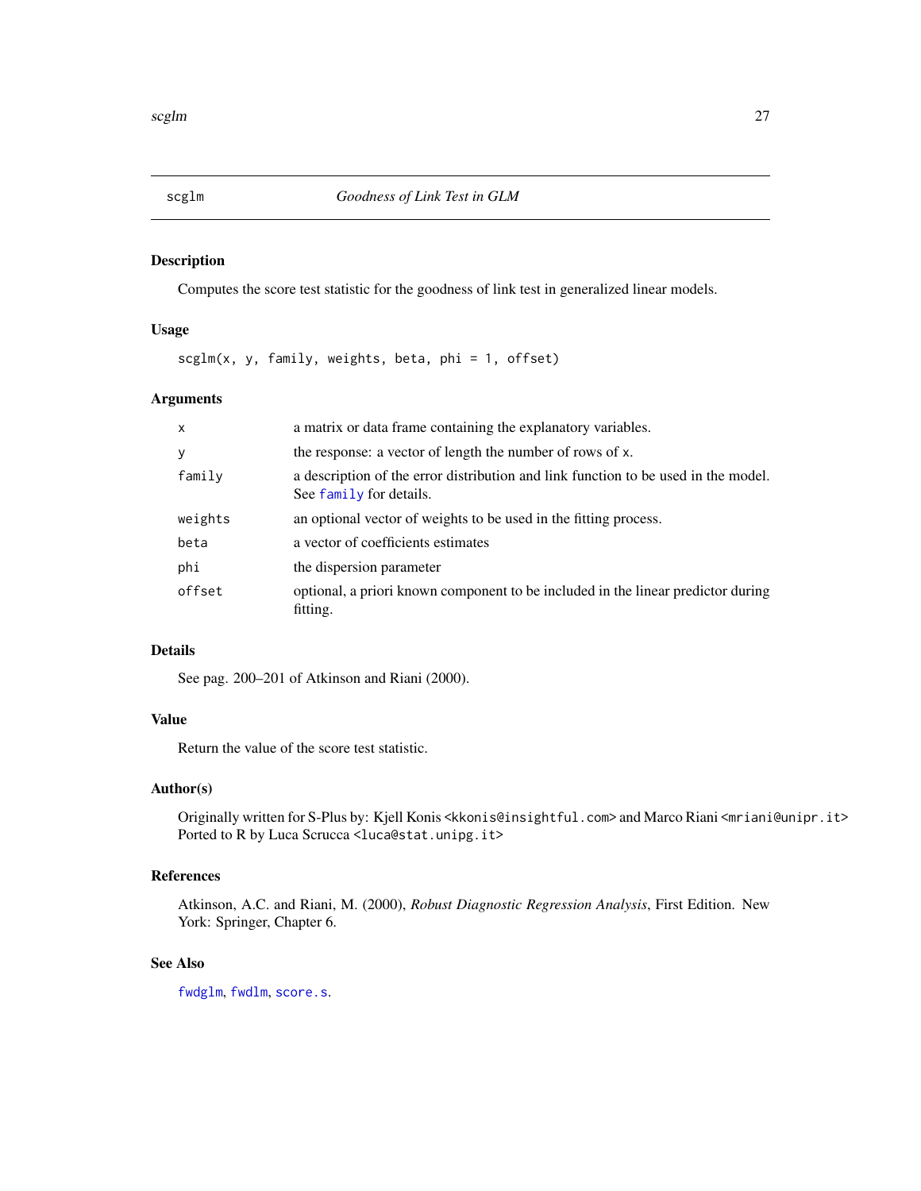## scglm — *Goodness of Link Test in GLM*

### Description

Computes the score test statistic for the goodness of link test in generalized linear models.

### Usage

```
scglm(x, y, family, weights, beta, phi = 1, offset)
```

### Arguments

| | |
|---|---|
| `x` | a matrix or data frame containing the explanatory variables. |
| `y` | the response: a vector of length the number of rows of `x`. |
| `family` | a description of the error distribution and link function to be used in the model. See `family` for details. |
| `weights` | an optional vector of weights to be used in the fitting process. |
| `beta` | a vector of coefficients estimates |
| `phi` | the dispersion parameter |
| `offset` | optional, a priori known component to be included in the linear predictor during fitting. |

### Details

See pag. 200–201 of Atkinson and Riani (2000).

### Value

Return the value of the score test statistic.

### Author(s)

Originally written for S-Plus by: Kjell Konis <kkonis@insightful.com> and Marco Riani <mriani@unipr.it>
Ported to R by Luca Scrucca <luca@stat.unipg.it>

### References

Atkinson, A.C. and Riani, M. (2000), *Robust Diagnostic Regression Analysis*, First Edition. New York: Springer, Chapter 6.

### See Also

`fwdglm`, `fwdlm`, `score.s`.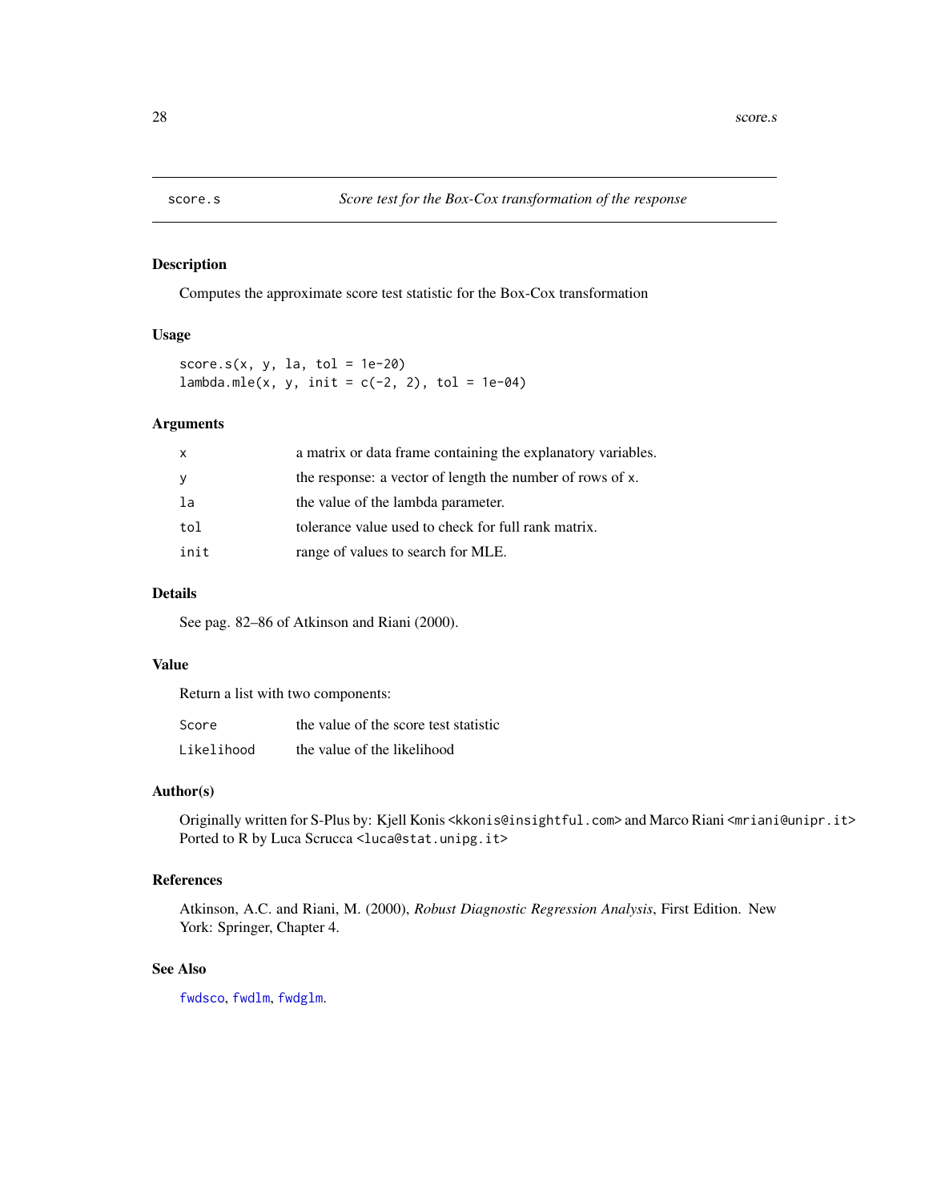# score.s — *Score test for the Box-Cox transformation of the response*

## Description

Computes the approximate score test statistic for the Box-Cox transformation

## Usage

```
score.s(x, y, la, tol = 1e-20)
lambda.mle(x, y, init = c(-2, 2), tol = 1e-04)
```

## Arguments

| | |
|---|---|
| `x` | a matrix or data frame containing the explanatory variables. |
| `y` | the response: a vector of length the number of rows of `x`. |
| `la` | the value of the lambda parameter. |
| `tol` | tolerance value used to check for full rank matrix. |
| `init` | range of values to search for MLE. |

## Details

See pag. 82–86 of Atkinson and Riani (2000).

## Value

Return a list with two components:

| | |
|---|---|
| `Score` | the value of the score test statistic |
| `Likelihood` | the value of the likelihood |

## Author(s)

Originally written for S-Plus by: Kjell Konis <kkonis@insightful.com> and Marco Riani <mriani@unipr.it>
Ported to R by Luca Scrucca <luca@stat.unipg.it>

## References

Atkinson, A.C. and Riani, M. (2000), *Robust Diagnostic Regression Analysis*, First Edition. New York: Springer, Chapter 4.

## See Also

`fwdsco`, `fwdlm`, `fwdglm`.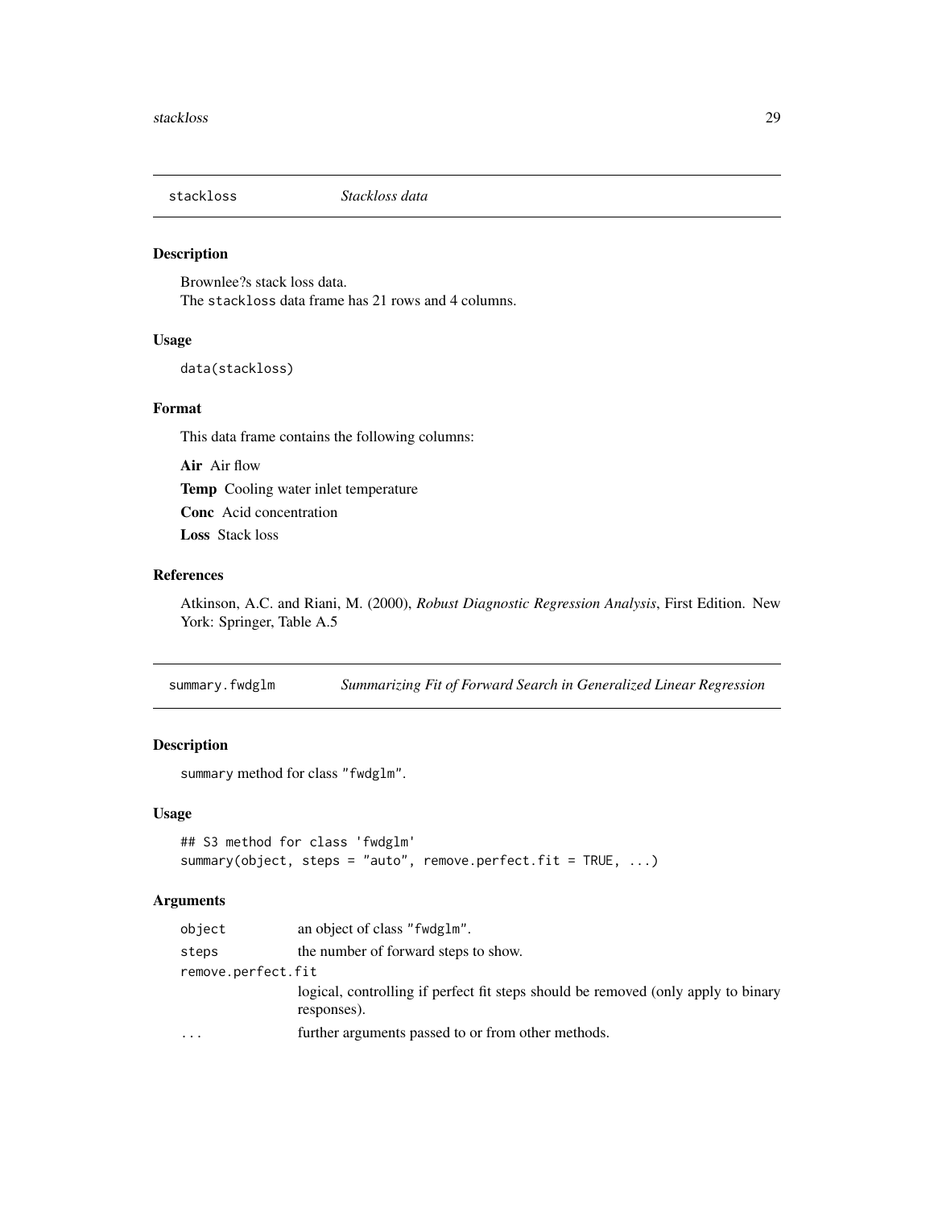## stackloss *Stackloss data*

### Description

Brownlee?s stack loss data.
The `stackloss` data frame has 21 rows and 4 columns.

### Usage

```
data(stackloss)
```

### Format

This data frame contains the following columns:

**Air** Air flow

**Temp** Cooling water inlet temperature

**Conc** Acid concentration

**Loss** Stack loss

### References

Atkinson, A.C. and Riani, M. (2000), *Robust Diagnostic Regression Analysis*, First Edition. New York: Springer, Table A.5

## summary.fwdglm *Summarizing Fit of Forward Search in Generalized Linear Regression*

### Description

`summary` method for class `"fwdglm"`.

### Usage

```
## S3 method for class 'fwdglm'
summary(object, steps = "auto", remove.perfect.fit = TRUE, ...)
```

### Arguments

| | |
|---|---|
| `object` | an object of class `"fwdglm"`. |
| `steps` | the number of forward steps to show. |
| `remove.perfect.fit` | logical, controlling if perfect fit steps should be removed (only apply to binary responses). |
| `...` | further arguments passed to or from other methods. |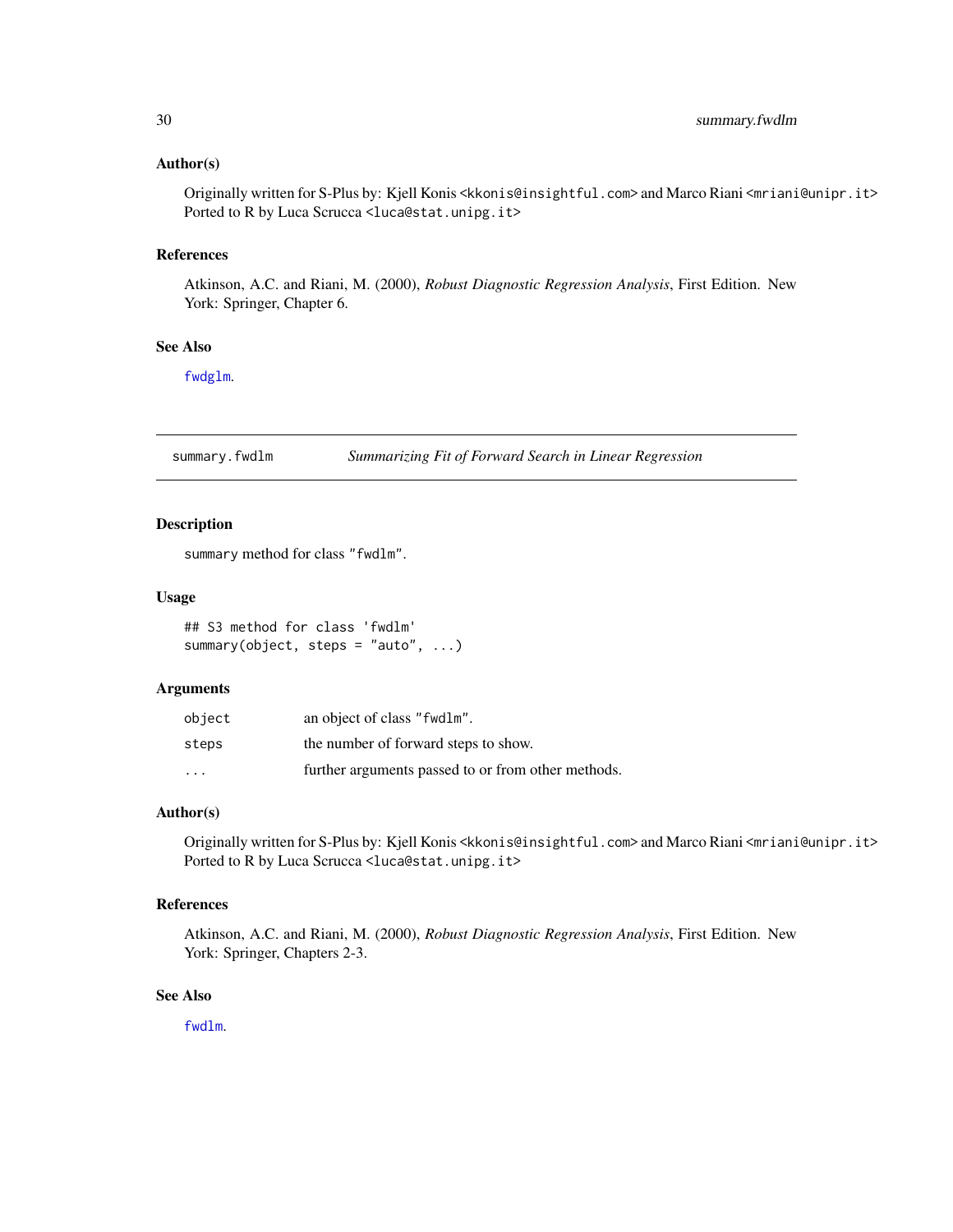### Author(s)

Originally written for S-Plus by: Kjell Konis <kkonis@insightful.com> and Marco Riani <mriani@unipr.it>
Ported to R by Luca Scrucca <luca@stat.unipg.it>

### References

Atkinson, A.C. and Riani, M. (2000), *Robust Diagnostic Regression Analysis*, First Edition. New York: Springer, Chapter 6.

### See Also

`fwdglm`.

---

## summary.fwdlm — *Summarizing Fit of Forward Search in Linear Regression*

---

### Description

`summary` method for class `"fwdlm"`.

### Usage

```
## S3 method for class 'fwdlm'
summary(object, steps = "auto", ...)
```

### Arguments

| | |
|---|---|
| `object` | an object of class `"fwdlm"`. |
| `steps` | the number of forward steps to show. |
| `...` | further arguments passed to or from other methods. |

### Author(s)

Originally written for S-Plus by: Kjell Konis <kkonis@insightful.com> and Marco Riani <mriani@unipr.it>
Ported to R by Luca Scrucca <luca@stat.unipg.it>

### References

Atkinson, A.C. and Riani, M. (2000), *Robust Diagnostic Regression Analysis*, First Edition. New York: Springer, Chapters 2-3.

### See Also

`fwdlm`.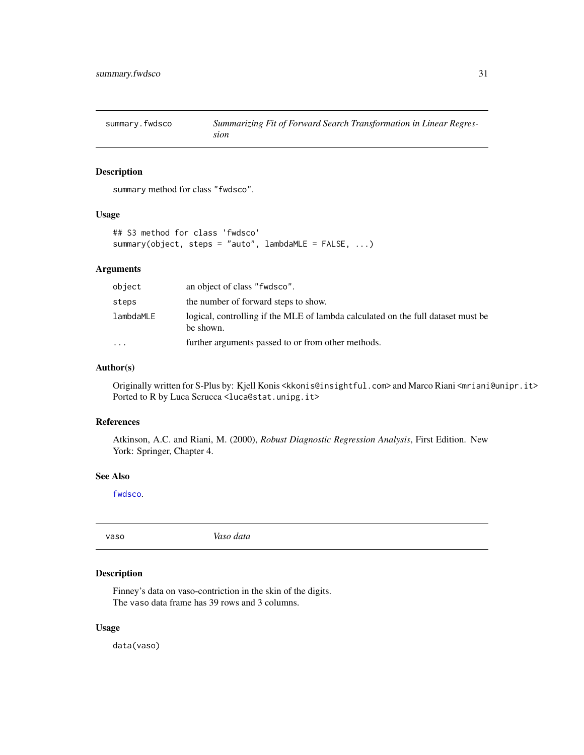## summary.fwdsco *Summarizing Fit of Forward Search Transformation in Linear Regression*

### Description

`summary` method for class `"fwdsco"`.

### Usage

```
## S3 method for class 'fwdsco'
summary(object, steps = "auto", lambdaMLE = FALSE, ...)
```

### Arguments

| | |
|---|---|
| `object` | an object of class `"fwdsco"`. |
| `steps` | the number of forward steps to show. |
| `lambdaMLE` | logical, controlling if the MLE of lambda calculated on the full dataset must be be shown. |
| `...` | further arguments passed to or from other methods. |

### Author(s)

Originally written for S-Plus by: Kjell Konis <kkonis@insightful.com> and Marco Riani <mriani@unipr.it>
Ported to R by Luca Scrucca <luca@stat.unipg.it>

### References

Atkinson, A.C. and Riani, M. (2000), *Robust Diagnostic Regression Analysis*, First Edition. New York: Springer, Chapter 4.

### See Also

`fwdsco`.

## vaso *Vaso data*

### Description

Finney's data on vaso-contriction in the skin of the digits.
The `vaso` data frame has 39 rows and 3 columns.

### Usage

```
data(vaso)
```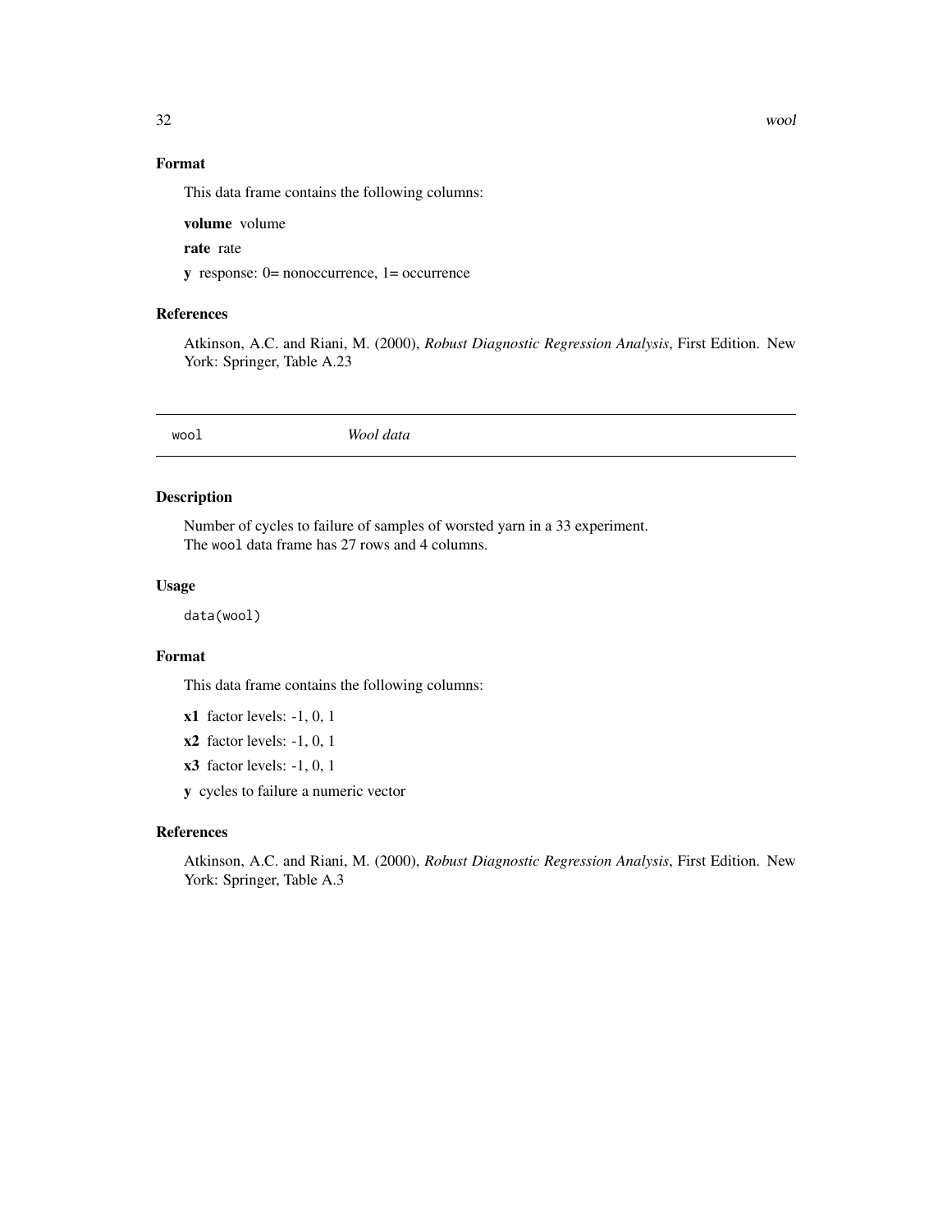## Format

This data frame contains the following columns:

**volume** volume

**rate** rate

**y** response: 0= nonoccurrence, 1= occurrence

## References

Atkinson, A.C. and Riani, M. (2000), *Robust Diagnostic Regression Analysis*, First Edition. New York: Springer, Table A.23

---

# wool *Wool data*

## Description

Number of cycles to failure of samples of worsted yarn in a 33 experiment.
The `wool` data frame has 27 rows and 4 columns.

## Usage

```
data(wool)
```

## Format

This data frame contains the following columns:

**x1** factor levels: -1, 0, 1

**x2** factor levels: -1, 0, 1

**x3** factor levels: -1, 0, 1

**y** cycles to failure a numeric vector

## References

Atkinson, A.C. and Riani, M. (2000), *Robust Diagnostic Regression Analysis*, First Edition. New York: Springer, Table A.3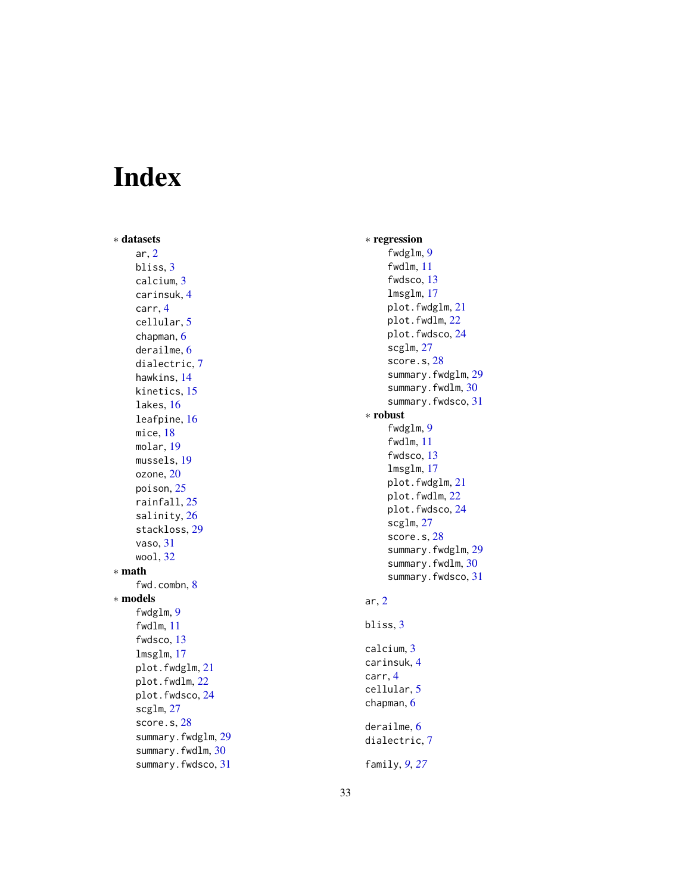# Index

∗ **datasets**

ar, 2
bliss, 3
calcium, 3
carinsuk, 4
carr, 4
cellular, 5
chapman, 6
derailme, 6
dialectric, 7
hawkins, 14
kinetics, 15
lakes, 16
leafpine, 16
mice, 18
molar, 19
mussels, 19
ozone, 20
poison, 25
rainfall, 25
salinity, 26
stackloss, 29
vaso, 31
wool, 32

∗ **math**

fwd.combn, 8

∗ **models**

fwdglm, 9
fwdlm, 11
fwdsco, 13
lmsglm, 17
plot.fwdglm, 21
plot.fwdlm, 22
plot.fwdsco, 24
scglm, 27
score.s, 28
summary.fwdglm, 29
summary.fwdlm, 30
summary.fwdsco, 31

∗ **regression**

fwdglm, 9
fwdlm, 11
fwdsco, 13
lmsglm, 17
plot.fwdglm, 21
plot.fwdlm, 22
plot.fwdsco, 24
scglm, 27
score.s, 28
summary.fwdglm, 29
summary.fwdlm, 30
summary.fwdsco, 31

∗ **robust**

fwdglm, 9
fwdlm, 11
fwdsco, 13
lmsglm, 17
plot.fwdglm, 21
plot.fwdlm, 22
plot.fwdsco, 24
scglm, 27
score.s, 28
summary.fwdglm, 29
summary.fwdlm, 30
summary.fwdsco, 31

ar, 2

bliss, 3

calcium, 3
carinsuk, 4
carr, 4
cellular, 5
chapman, 6

derailme, 6
dialectric, 7

family, *9*, *27*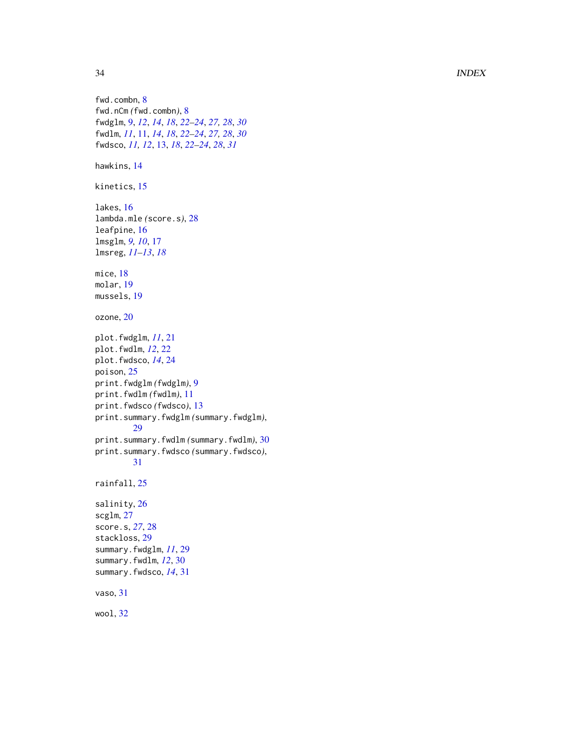fwd.combn, 8
fwd.nCm *(*fwd.combn*)*, 8
fwdglm, 9, *12*, *14*, *18*, *22–24*, *27, 28*, *30*
fwdlm, *11*, 11, *14*, *18*, *22–24*, *27, 28*, *30*
fwdsco, *11, 12*, 13, *18*, *22–24*, *28*, *31*

hawkins, 14

kinetics, 15

lakes, 16
lambda.mle *(*score.s*)*, 28
leafpine, 16
lmsglm, *9, 10*, 17
lmsreg, *11–13*, *18*

mice, 18
molar, 19
mussels, 19

ozone, 20

plot.fwdglm, *11*, 21
plot.fwdlm, *12*, 22
plot.fwdsco, *14*, 24
poison, 25
print.fwdglm *(*fwdglm*)*, 9
print.fwdlm *(*fwdlm*)*, 11
print.fwdsco *(*fwdsco*)*, 13
print.summary.fwdglm *(*summary.fwdglm*)*, 29
print.summary.fwdlm *(*summary.fwdlm*)*, 30
print.summary.fwdsco *(*summary.fwdsco*)*, 31

rainfall, 25

salinity, 26
scglm, 27
score.s, *27*, 28
stackloss, 29
summary.fwdglm, *11*, 29
summary.fwdlm, *12*, 30
summary.fwdsco, *14*, 31

vaso, 31

wool, 32